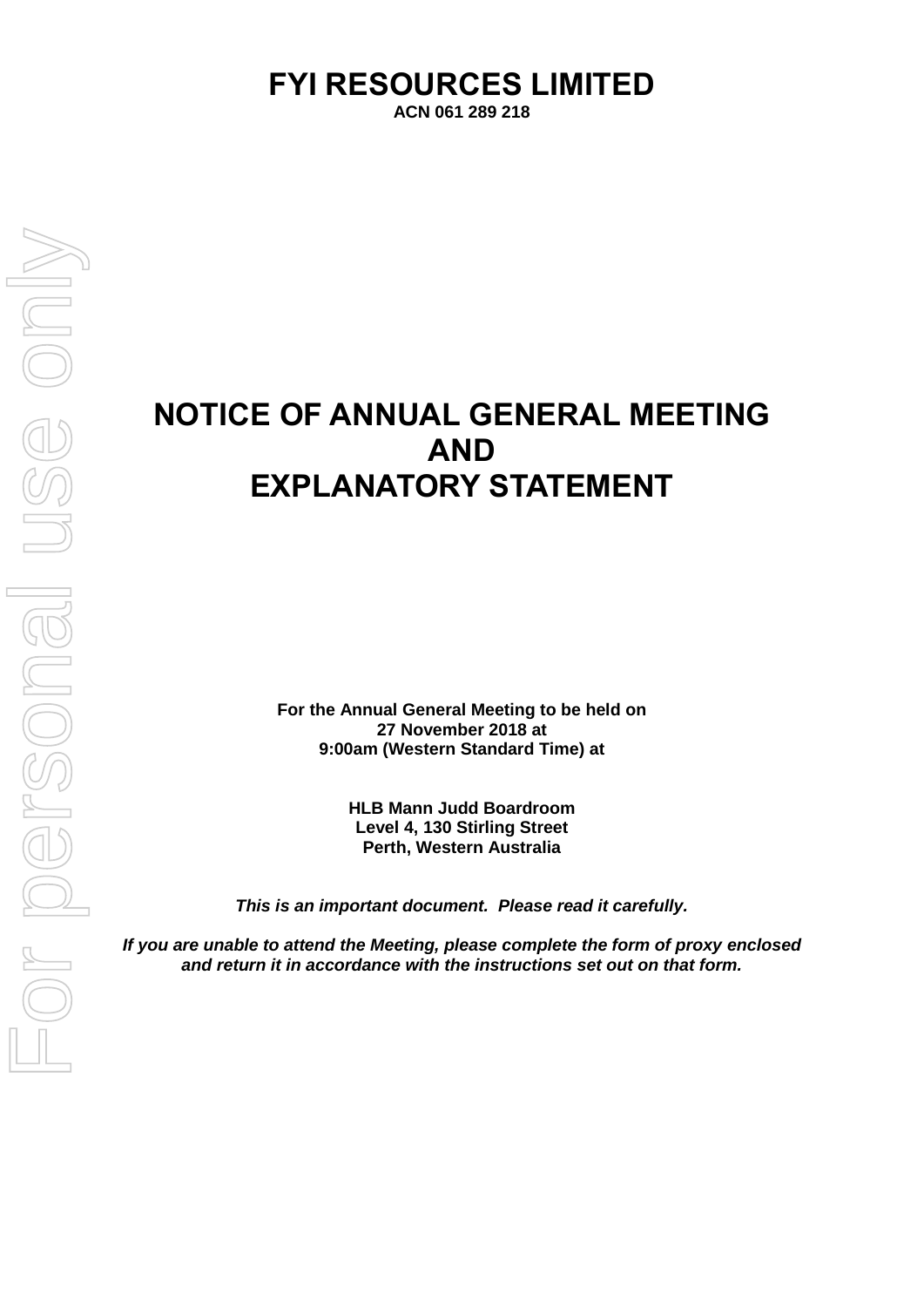# FYI RESOURCES LIMITED

**ACN 061 289 218**

# NOTICE OF ANNUAL GENERAL MEETING AND EXPLANATORY STATEMENT

**For the Annual General Meeting to be held on**
**27 November 2018 at**
**9:00am (Western Standard Time) at**

**HLB Mann Judd Boardroom**
**Level 4, 130 Stirling Street**
**Perth, Western Australia**

***This is an important document. Please read it carefully.***

***If you are unable to attend the Meeting, please complete the form of proxy enclosed and return it in accordance with the instructions set out on that form.***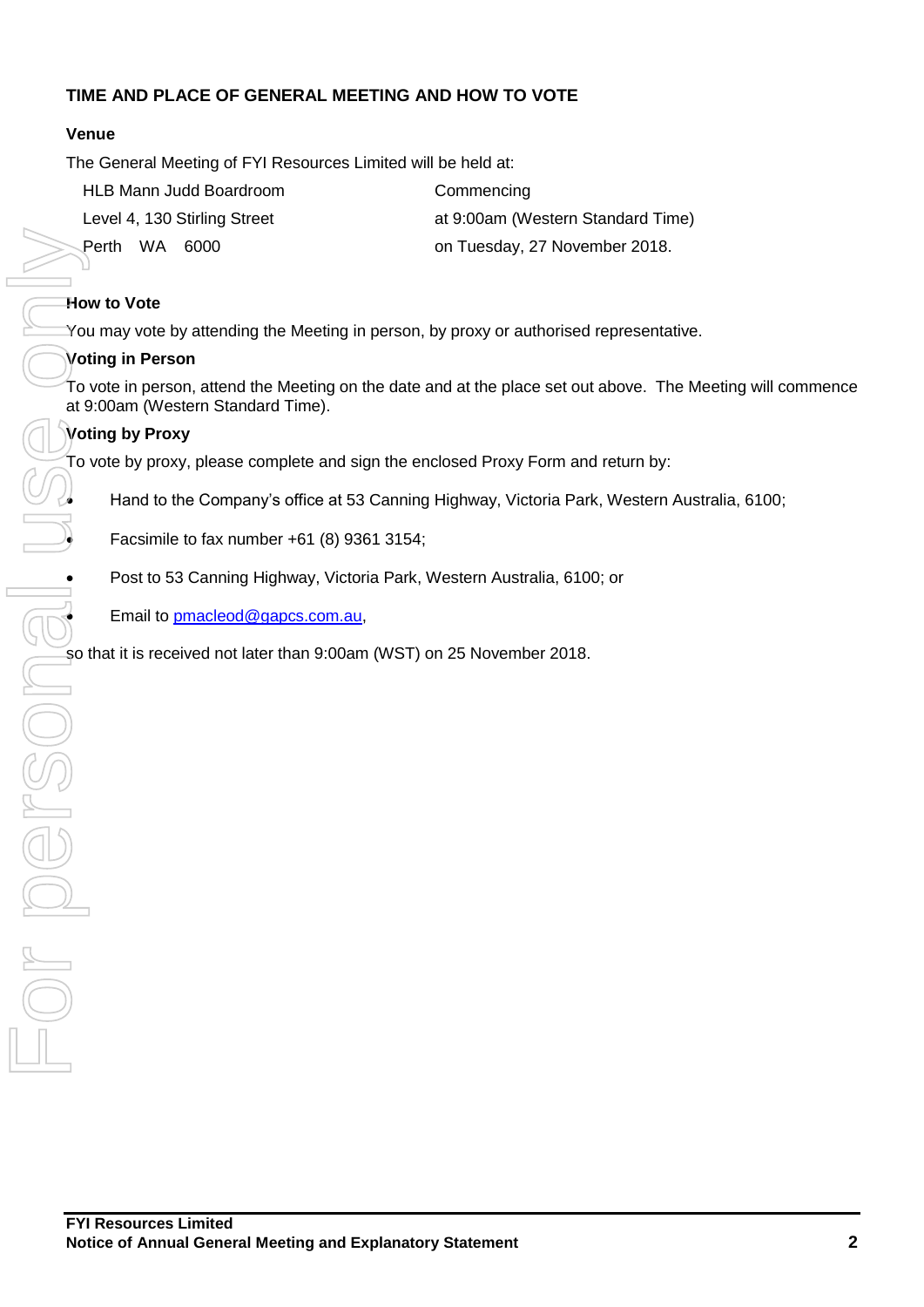## TIME AND PLACE OF GENERAL MEETING AND HOW TO VOTE

### Venue

The General Meeting of FYI Resources Limited will be held at:

HLB Mann Judd Boardroom
Level 4, 130 Stirling Street
Perth WA 6000

Commencing
at 9:00am (Western Standard Time)
on Tuesday, 27 November 2018.

### How to Vote

You may vote by attending the Meeting in person, by proxy or authorised representative.

### Voting in Person

To vote in person, attend the Meeting on the date and at the place set out above. The Meeting will commence at 9:00am (Western Standard Time).

### Voting by Proxy

To vote by proxy, please complete and sign the enclosed Proxy Form and return by:

- Hand to the Company's office at 53 Canning Highway, Victoria Park, Western Australia, 6100;
- Facsimile to fax number +61 (8) 9361 3154;
- Post to 53 Canning Highway, Victoria Park, Western Australia, 6100; or
- Email to pmacleod@gapcs.com.au,

so that it is received not later than 9:00am (WST) on 25 November 2018.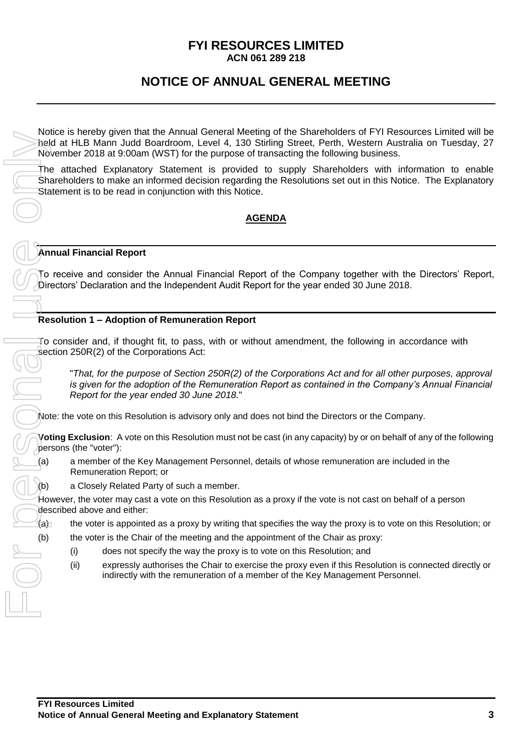# FYI RESOURCES LIMITED

**ACN 061 289 218**

# NOTICE OF ANNUAL GENERAL MEETING

Notice is hereby given that the Annual General Meeting of the Shareholders of FYI Resources Limited will be held at HLB Mann Judd Boardroom, Level 4, 130 Stirling Street, Perth, Western Australia on Tuesday, 27 November 2018 at 9:00am (WST) for the purpose of transacting the following business.

The attached Explanatory Statement is provided to supply Shareholders with information to enable Shareholders to make an informed decision regarding the Resolutions set out in this Notice. The Explanatory Statement is to be read in conjunction with this Notice.

## AGENDA

### Annual Financial Report

To receive and consider the Annual Financial Report of the Company together with the Directors' Report, Directors' Declaration and the Independent Audit Report for the year ended 30 June 2018.

### Resolution 1 – Adoption of Remuneration Report

To consider and, if thought fit, to pass, with or without amendment, the following in accordance with section 250R(2) of the Corporations Act:

> "*That, for the purpose of Section 250R(2) of the Corporations Act and for all other purposes, approval is given for the adoption of the Remuneration Report as contained in the Company's Annual Financial Report for the year ended 30 June 2018.*"

Note: the vote on this Resolution is advisory only and does not bind the Directors or the Company.

**Voting Exclusion**: A vote on this Resolution must not be cast (in any capacity) by or on behalf of any of the following persons (the "voter"):

(a) a member of the Key Management Personnel, details of whose remuneration are included in the Remuneration Report; or

(b) a Closely Related Party of such a member.

However, the voter may cast a vote on this Resolution as a proxy if the vote is not cast on behalf of a person described above and either:

(a) the voter is appointed as a proxy by writing that specifies the way the proxy is to vote on this Resolution; or

(b) the voter is the Chair of the meeting and the appointment of the Chair as proxy:

  (i) does not specify the way the proxy is to vote on this Resolution; and

  (ii) expressly authorises the Chair to exercise the proxy even if this Resolution is connected directly or indirectly with the remuneration of a member of the Key Management Personnel.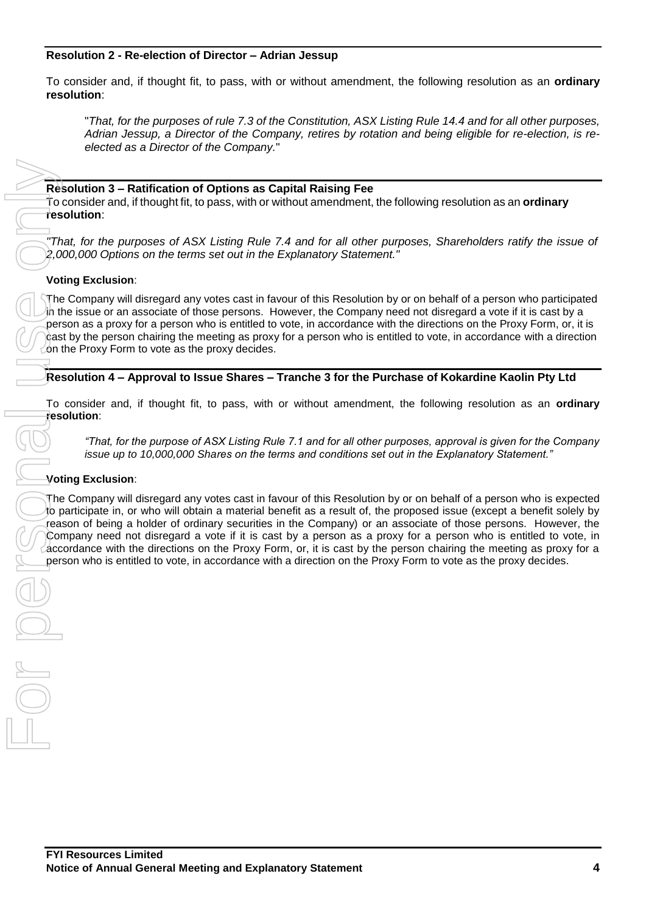### Resolution 2 - Re-election of Director – Adrian Jessup

To consider and, if thought fit, to pass, with or without amendment, the following resolution as an **ordinary resolution**:

> "*That, for the purposes of rule 7.3 of the Constitution, ASX Listing Rule 14.4 and for all other purposes, Adrian Jessup, a Director of the Company, retires by rotation and being eligible for re-election, is re-elected as a Director of the Company.*"

### Resolution 3 – Ratification of Options as Capital Raising Fee

To consider and, if thought fit, to pass, with or without amendment, the following resolution as an **ordinary resolution**:

*"That, for the purposes of ASX Listing Rule 7.4 and for all other purposes, Shareholders ratify the issue of 2,000,000 Options on the terms set out in the Explanatory Statement."*

**Voting Exclusion**:

The Company will disregard any votes cast in favour of this Resolution by or on behalf of a person who participated in the issue or an associate of those persons. However, the Company need not disregard a vote if it is cast by a person as a proxy for a person who is entitled to vote, in accordance with the directions on the Proxy Form, or, it is cast by the person chairing the meeting as proxy for a person who is entitled to vote, in accordance with a direction on the Proxy Form to vote as the proxy decides.

### Resolution 4 – Approval to Issue Shares – Tranche 3 for the Purchase of Kokardine Kaolin Pty Ltd

To consider and, if thought fit, to pass, with or without amendment, the following resolution as an **ordinary resolution**:

> *"That, for the purpose of ASX Listing Rule 7.1 and for all other purposes, approval is given for the Company issue up to 10,000,000 Shares on the terms and conditions set out in the Explanatory Statement."*

**Voting Exclusion**:

The Company will disregard any votes cast in favour of this Resolution by or on behalf of a person who is expected to participate in, or who will obtain a material benefit as a result of, the proposed issue (except a benefit solely by reason of being a holder of ordinary securities in the Company) or an associate of those persons. However, the Company need not disregard a vote if it is cast by a person as a proxy for a person who is entitled to vote, in accordance with the directions on the Proxy Form, or, it is cast by the person chairing the meeting as proxy for a person who is entitled to vote, in accordance with a direction on the Proxy Form to vote as the proxy decides.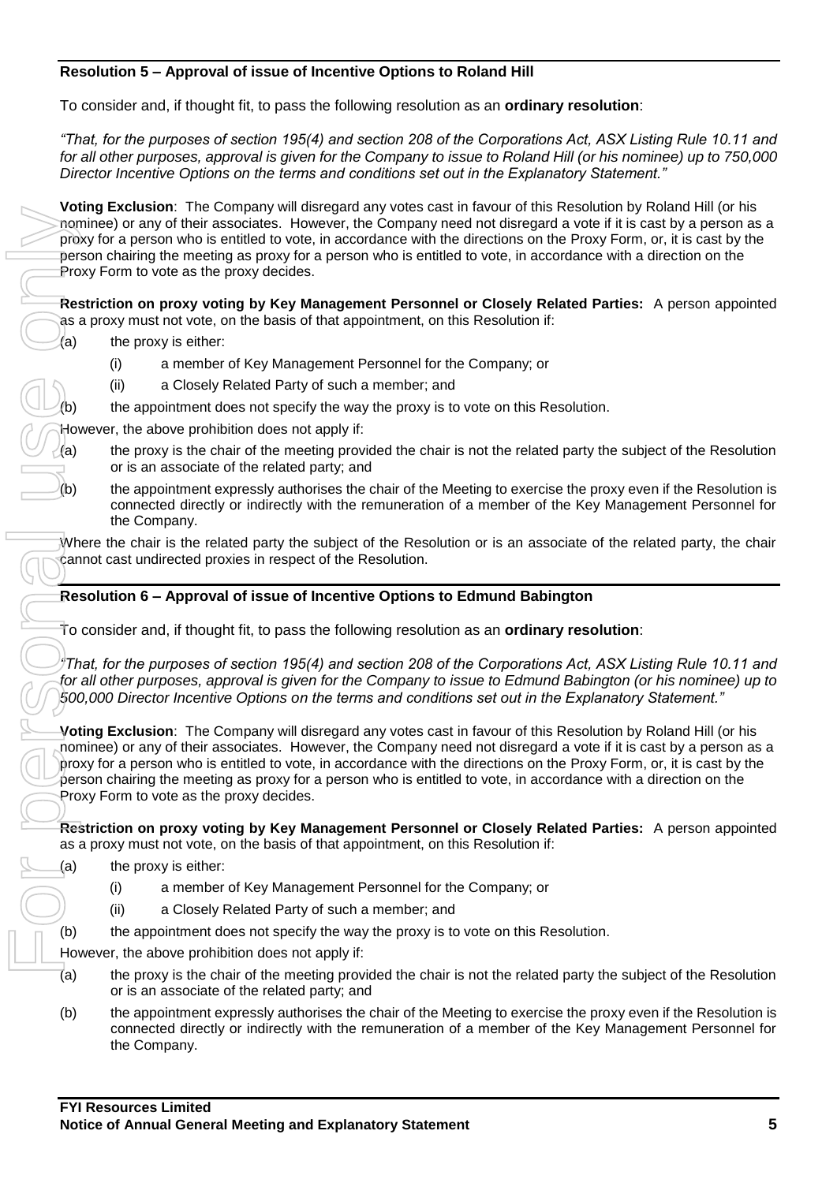## Resolution 5 – Approval of issue of Incentive Options to Roland Hill

To consider and, if thought fit, to pass the following resolution as an **ordinary resolution**:

*"That, for the purposes of section 195(4) and section 208 of the Corporations Act, ASX Listing Rule 10.11 and for all other purposes, approval is given for the Company to issue to Roland Hill (or his nominee) up to 750,000 Director Incentive Options on the terms and conditions set out in the Explanatory Statement."*

**Voting Exclusion**: The Company will disregard any votes cast in favour of this Resolution by Roland Hill (or his nominee) or any of their associates. However, the Company need not disregard a vote if it is cast by a person as a proxy for a person who is entitled to vote, in accordance with the directions on the Proxy Form, or, it is cast by the person chairing the meeting as proxy for a person who is entitled to vote, in accordance with a direction on the Proxy Form to vote as the proxy decides.

**Restriction on proxy voting by Key Management Personnel or Closely Related Parties:** A person appointed as a proxy must not vote, on the basis of that appointment, on this Resolution if:

(a) the proxy is either:

  (i) a member of Key Management Personnel for the Company; or

  (ii) a Closely Related Party of such a member; and

(b) the appointment does not specify the way the proxy is to vote on this Resolution.

However, the above prohibition does not apply if:

(a) the proxy is the chair of the meeting provided the chair is not the related party the subject of the Resolution or is an associate of the related party; and

(b) the appointment expressly authorises the chair of the Meeting to exercise the proxy even if the Resolution is connected directly or indirectly with the remuneration of a member of the Key Management Personnel for the Company.

Where the chair is the related party the subject of the Resolution or is an associate of the related party, the chair cannot cast undirected proxies in respect of the Resolution.

## Resolution 6 – Approval of issue of Incentive Options to Edmund Babington

To consider and, if thought fit, to pass the following resolution as an **ordinary resolution**:

*"That, for the purposes of section 195(4) and section 208 of the Corporations Act, ASX Listing Rule 10.11 and for all other purposes, approval is given for the Company to issue to Edmund Babington (or his nominee) up to 500,000 Director Incentive Options on the terms and conditions set out in the Explanatory Statement."*

**Voting Exclusion**: The Company will disregard any votes cast in favour of this Resolution by Roland Hill (or his nominee) or any of their associates. However, the Company need not disregard a vote if it is cast by a person as a proxy for a person who is entitled to vote, in accordance with the directions on the Proxy Form, or, it is cast by the person chairing the meeting as proxy for a person who is entitled to vote, in accordance with a direction on the Proxy Form to vote as the proxy decides.

**Restriction on proxy voting by Key Management Personnel or Closely Related Parties:** A person appointed as a proxy must not vote, on the basis of that appointment, on this Resolution if:

(a) the proxy is either:

  (i) a member of Key Management Personnel for the Company; or

  (ii) a Closely Related Party of such a member; and

(b) the appointment does not specify the way the proxy is to vote on this Resolution.

However, the above prohibition does not apply if:

(a) the proxy is the chair of the meeting provided the chair is not the related party the subject of the Resolution or is an associate of the related party; and

(b) the appointment expressly authorises the chair of the Meeting to exercise the proxy even if the Resolution is connected directly or indirectly with the remuneration of a member of the Key Management Personnel for the Company.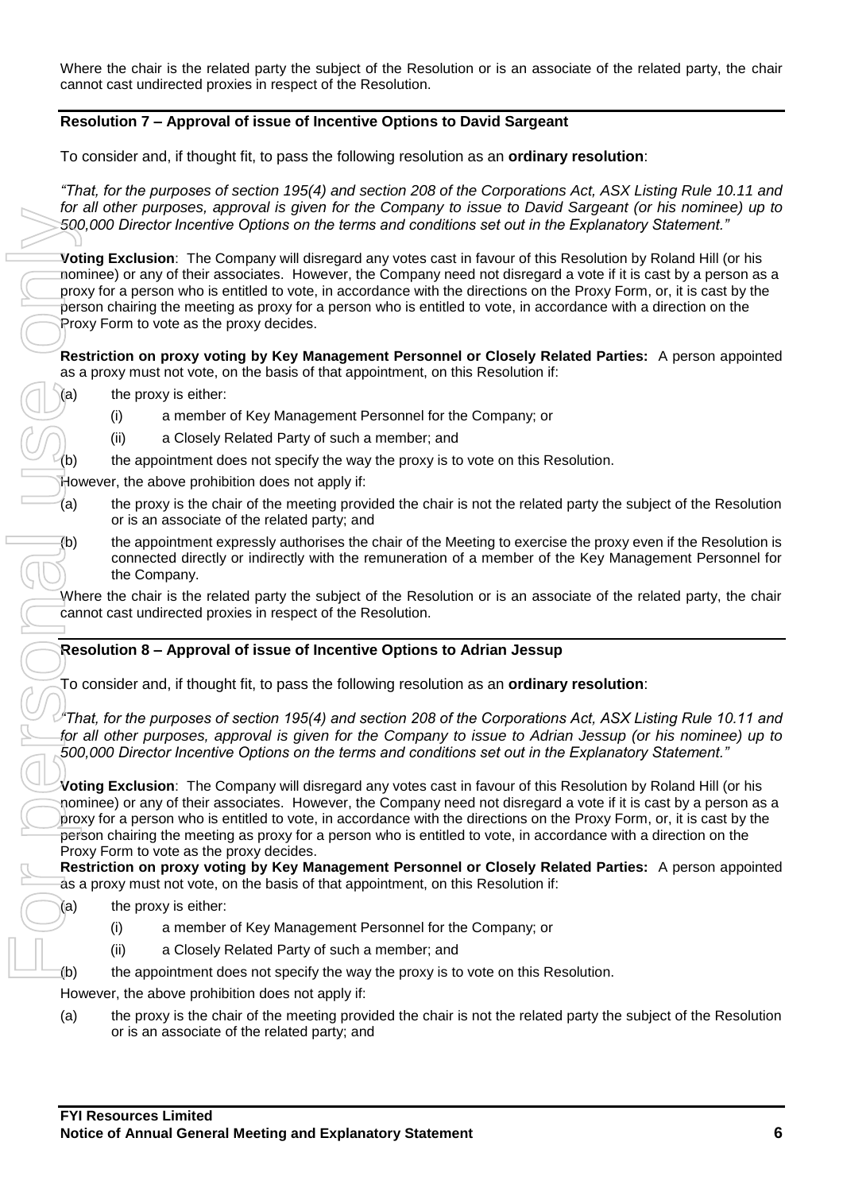Where the chair is the related party the subject of the Resolution or is an associate of the related party, the chair cannot cast undirected proxies in respect of the Resolution.

## Resolution 7 – Approval of issue of Incentive Options to David Sargeant

To consider and, if thought fit, to pass the following resolution as an **ordinary resolution**:

*"That, for the purposes of section 195(4) and section 208 of the Corporations Act, ASX Listing Rule 10.11 and for all other purposes, approval is given for the Company to issue to David Sargeant (or his nominee) up to 500,000 Director Incentive Options on the terms and conditions set out in the Explanatory Statement."*

**Voting Exclusion**: The Company will disregard any votes cast in favour of this Resolution by Roland Hill (or his nominee) or any of their associates. However, the Company need not disregard a vote if it is cast by a person as a proxy for a person who is entitled to vote, in accordance with the directions on the Proxy Form, or, it is cast by the person chairing the meeting as proxy for a person who is entitled to vote, in accordance with a direction on the Proxy Form to vote as the proxy decides.

**Restriction on proxy voting by Key Management Personnel or Closely Related Parties:** A person appointed as a proxy must not vote, on the basis of that appointment, on this Resolution if:

(a) the proxy is either:

(i) a member of Key Management Personnel for the Company; or

(ii) a Closely Related Party of such a member; and

(b) the appointment does not specify the way the proxy is to vote on this Resolution.

However, the above prohibition does not apply if:

(a) the proxy is the chair of the meeting provided the chair is not the related party the subject of the Resolution or is an associate of the related party; and

(b) the appointment expressly authorises the chair of the Meeting to exercise the proxy even if the Resolution is connected directly or indirectly with the remuneration of a member of the Key Management Personnel for the Company.

Where the chair is the related party the subject of the Resolution or is an associate of the related party, the chair cannot cast undirected proxies in respect of the Resolution.

## Resolution 8 – Approval of issue of Incentive Options to Adrian Jessup

To consider and, if thought fit, to pass the following resolution as an **ordinary resolution**:

*"That, for the purposes of section 195(4) and section 208 of the Corporations Act, ASX Listing Rule 10.11 and for all other purposes, approval is given for the Company to issue to Adrian Jessup (or his nominee) up to 500,000 Director Incentive Options on the terms and conditions set out in the Explanatory Statement."*

**Voting Exclusion**: The Company will disregard any votes cast in favour of this Resolution by Roland Hill (or his nominee) or any of their associates. However, the Company need not disregard a vote if it is cast by a person as a proxy for a person who is entitled to vote, in accordance with the directions on the Proxy Form, or, it is cast by the person chairing the meeting as proxy for a person who is entitled to vote, in accordance with a direction on the Proxy Form to vote as the proxy decides.

**Restriction on proxy voting by Key Management Personnel or Closely Related Parties:** A person appointed as a proxy must not vote, on the basis of that appointment, on this Resolution if:

(a) the proxy is either:

(i) a member of Key Management Personnel for the Company; or

(ii) a Closely Related Party of such a member; and

(b) the appointment does not specify the way the proxy is to vote on this Resolution.

However, the above prohibition does not apply if:

(a) the proxy is the chair of the meeting provided the chair is not the related party the subject of the Resolution or is an associate of the related party; and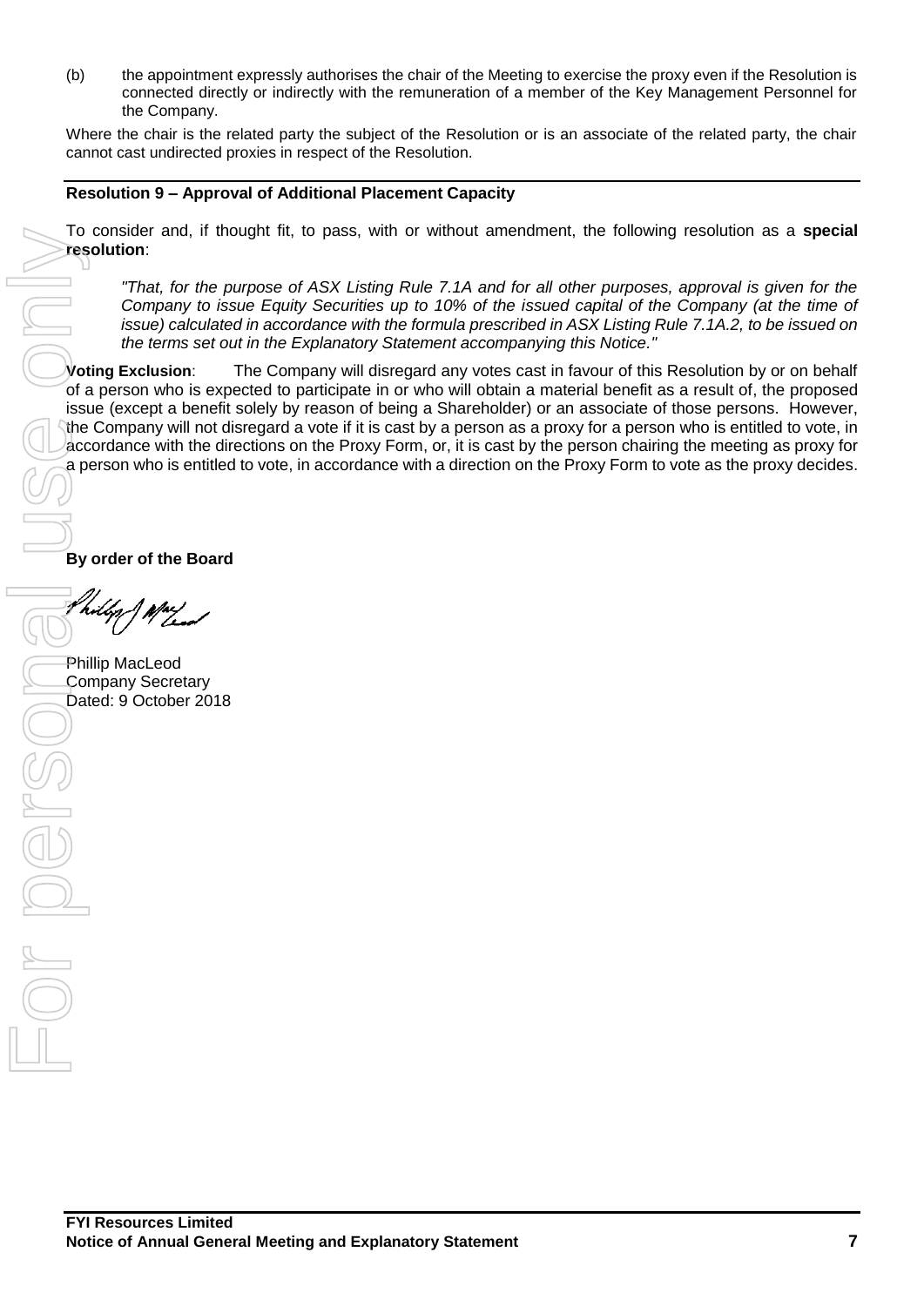(b) the appointment expressly authorises the chair of the Meeting to exercise the proxy even if the Resolution is connected directly or indirectly with the remuneration of a member of the Key Management Personnel for the Company.

Where the chair is the related party the subject of the Resolution or is an associate of the related party, the chair cannot cast undirected proxies in respect of the Resolution.

## Resolution 9 – Approval of Additional Placement Capacity

To consider and, if thought fit, to pass, with or without amendment, the following resolution as a **special resolution**:

> *"That, for the purpose of ASX Listing Rule 7.1A and for all other purposes, approval is given for the Company to issue Equity Securities up to 10% of the issued capital of the Company (at the time of issue) calculated in accordance with the formula prescribed in ASX Listing Rule 7.1A.2, to be issued on the terms set out in the Explanatory Statement accompanying this Notice."*

**Voting Exclusion**: The Company will disregard any votes cast in favour of this Resolution by or on behalf of a person who is expected to participate in or who will obtain a material benefit as a result of, the proposed issue (except a benefit solely by reason of being a Shareholder) or an associate of those persons. However, the Company will not disregard a vote if it is cast by a person as a proxy for a person who is entitled to vote, in accordance with the directions on the Proxy Form, or, it is cast by the person chairing the meeting as proxy for a person who is entitled to vote, in accordance with a direction on the Proxy Form to vote as the proxy decides.

**By order of the Board**

Phillip MacLeod
Company Secretary
Dated: 9 October 2018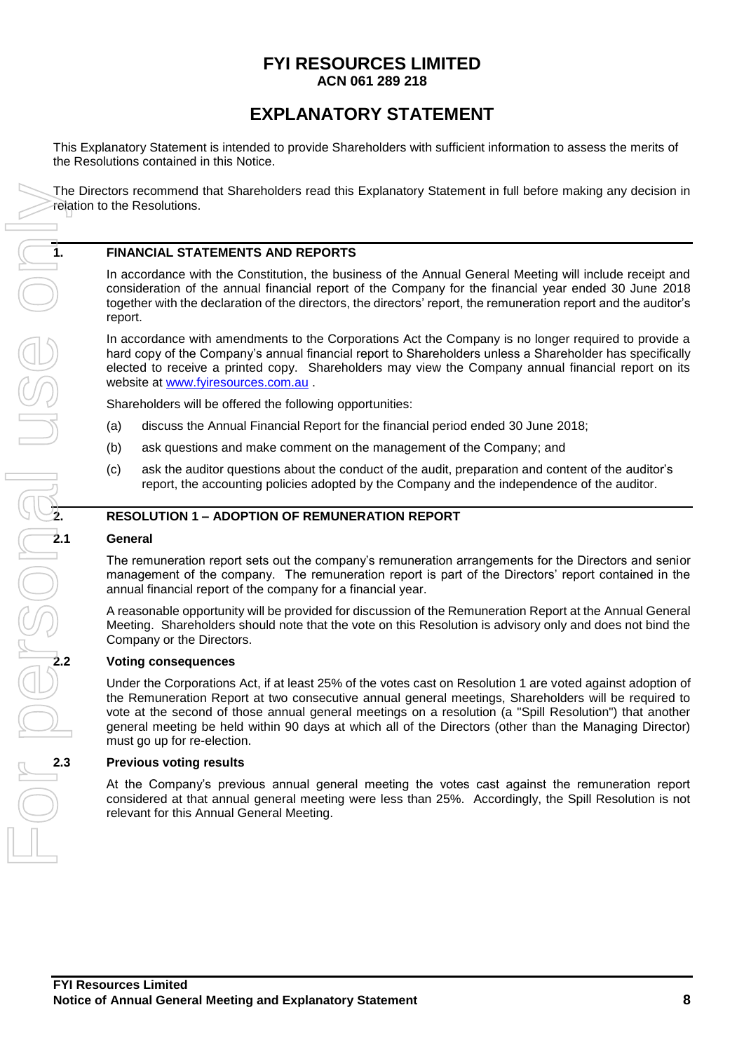# FYI RESOURCES LIMITED

**ACN 061 289 218**

# EXPLANATORY STATEMENT

This Explanatory Statement is intended to provide Shareholders with sufficient information to assess the merits of the Resolutions contained in this Notice.

The Directors recommend that Shareholders read this Explanatory Statement in full before making any decision in relation to the Resolutions.

## 1. FINANCIAL STATEMENTS AND REPORTS

In accordance with the Constitution, the business of the Annual General Meeting will include receipt and consideration of the annual financial report of the Company for the financial year ended 30 June 2018 together with the declaration of the directors, the directors' report, the remuneration report and the auditor's report.

In accordance with amendments to the Corporations Act the Company is no longer required to provide a hard copy of the Company's annual financial report to Shareholders unless a Shareholder has specifically elected to receive a printed copy. Shareholders may view the Company annual financial report on its website at www.fyiresources.com.au .

Shareholders will be offered the following opportunities:

(a) discuss the Annual Financial Report for the financial period ended 30 June 2018;

(b) ask questions and make comment on the management of the Company; and

(c) ask the auditor questions about the conduct of the audit, preparation and content of the auditor's report, the accounting policies adopted by the Company and the independence of the auditor.

## 2. RESOLUTION 1 – ADOPTION OF REMUNERATION REPORT

### 2.1 General

The remuneration report sets out the company's remuneration arrangements for the Directors and senior management of the company. The remuneration report is part of the Directors' report contained in the annual financial report of the company for a financial year.

A reasonable opportunity will be provided for discussion of the Remuneration Report at the Annual General Meeting. Shareholders should note that the vote on this Resolution is advisory only and does not bind the Company or the Directors.

### 2.2 Voting consequences

Under the Corporations Act, if at least 25% of the votes cast on Resolution 1 are voted against adoption of the Remuneration Report at two consecutive annual general meetings, Shareholders will be required to vote at the second of those annual general meetings on a resolution (a "Spill Resolution") that another general meeting be held within 90 days at which all of the Directors (other than the Managing Director) must go up for re-election.

### 2.3 Previous voting results

At the Company's previous annual general meeting the votes cast against the remuneration report considered at that annual general meeting were less than 25%. Accordingly, the Spill Resolution is not relevant for this Annual General Meeting.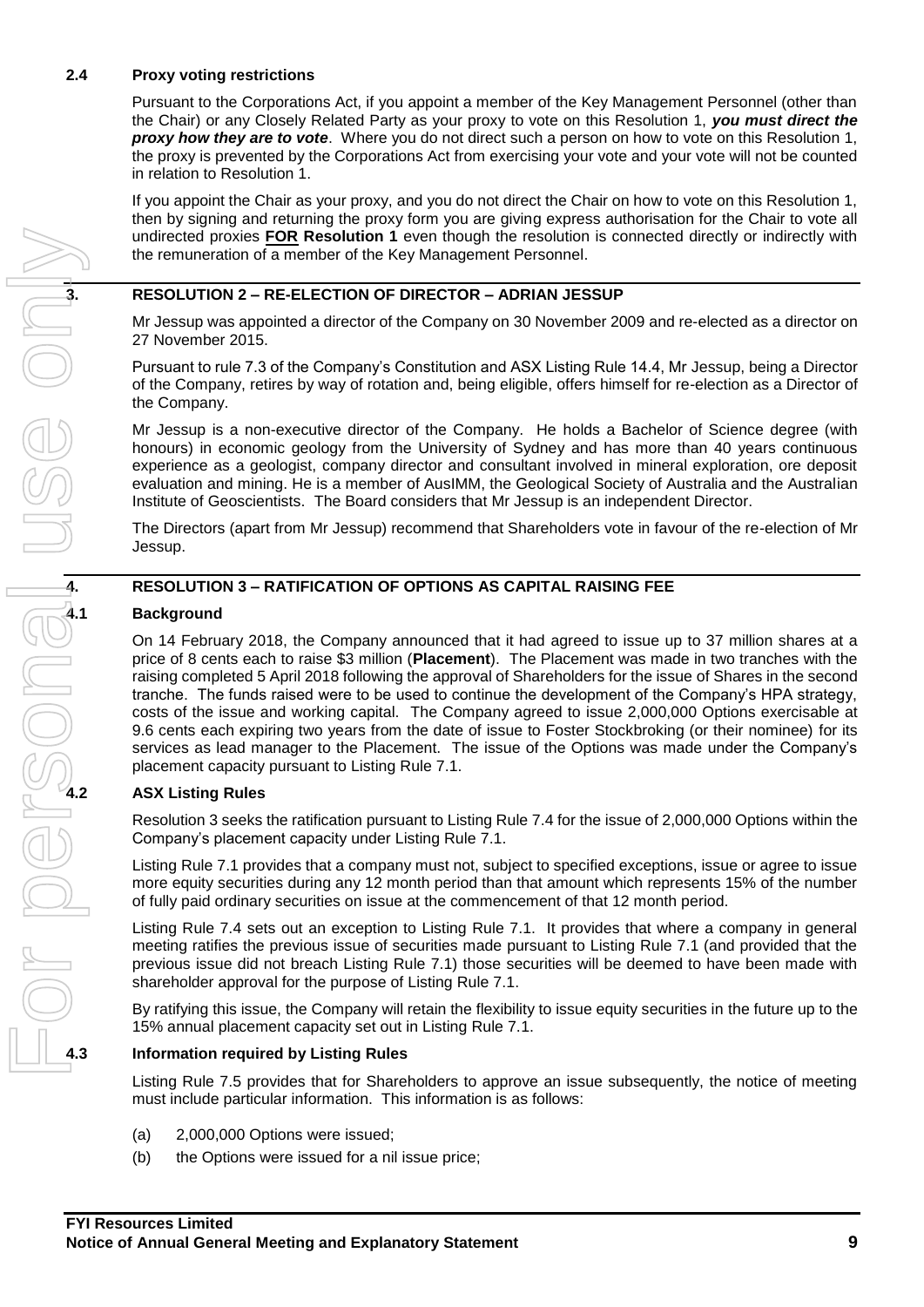### 2.4 Proxy voting restrictions

Pursuant to the Corporations Act, if you appoint a member of the Key Management Personnel (other than the Chair) or any Closely Related Party as your proxy to vote on this Resolution 1, ***you must direct the proxy how they are to vote***. Where you do not direct such a person on how to vote on this Resolution 1, the proxy is prevented by the Corporations Act from exercising your vote and your vote will not be counted in relation to Resolution 1.

If you appoint the Chair as your proxy, and you do not direct the Chair on how to vote on this Resolution 1, then by signing and returning the proxy form you are giving express authorisation for the Chair to vote all undirected proxies **FOR Resolution 1** even though the resolution is connected directly or indirectly with the remuneration of a member of the Key Management Personnel.

## 3. RESOLUTION 2 – RE-ELECTION OF DIRECTOR – ADRIAN JESSUP

Mr Jessup was appointed a director of the Company on 30 November 2009 and re-elected as a director on 27 November 2015.

Pursuant to rule 7.3 of the Company's Constitution and ASX Listing Rule 14.4, Mr Jessup, being a Director of the Company, retires by way of rotation and, being eligible, offers himself for re-election as a Director of the Company.

Mr Jessup is a non-executive director of the Company. He holds a Bachelor of Science degree (with honours) in economic geology from the University of Sydney and has more than 40 years continuous experience as a geologist, company director and consultant involved in mineral exploration, ore deposit evaluation and mining. He is a member of AusIMM, the Geological Society of Australia and the Australian Institute of Geoscientists. The Board considers that Mr Jessup is an independent Director.

The Directors (apart from Mr Jessup) recommend that Shareholders vote in favour of the re-election of Mr Jessup.

## 4. RESOLUTION 3 – RATIFICATION OF OPTIONS AS CAPITAL RAISING FEE

### 4.1 Background

On 14 February 2018, the Company announced that it had agreed to issue up to 37 million shares at a price of 8 cents each to raise $3 million (**Placement**). The Placement was made in two tranches with the raising completed 5 April 2018 following the approval of Shareholders for the issue of Shares in the second tranche. The funds raised were to be used to continue the development of the Company's HPA strategy, costs of the issue and working capital. The Company agreed to issue 2,000,000 Options exercisable at 9.6 cents each expiring two years from the date of issue to Foster Stockbroking (or their nominee) for its services as lead manager to the Placement. The issue of the Options was made under the Company's placement capacity pursuant to Listing Rule 7.1.

### 4.2 ASX Listing Rules

Resolution 3 seeks the ratification pursuant to Listing Rule 7.4 for the issue of 2,000,000 Options within the Company's placement capacity under Listing Rule 7.1.

Listing Rule 7.1 provides that a company must not, subject to specified exceptions, issue or agree to issue more equity securities during any 12 month period than that amount which represents 15% of the number of fully paid ordinary securities on issue at the commencement of that 12 month period.

Listing Rule 7.4 sets out an exception to Listing Rule 7.1. It provides that where a company in general meeting ratifies the previous issue of securities made pursuant to Listing Rule 7.1 (and provided that the previous issue did not breach Listing Rule 7.1) those securities will be deemed to have been made with shareholder approval for the purpose of Listing Rule 7.1.

By ratifying this issue, the Company will retain the flexibility to issue equity securities in the future up to the 15% annual placement capacity set out in Listing Rule 7.1.

### 4.3 Information required by Listing Rules

Listing Rule 7.5 provides that for Shareholders to approve an issue subsequently, the notice of meeting must include particular information. This information is as follows:

(a) 2,000,000 Options were issued;

(b) the Options were issued for a nil issue price;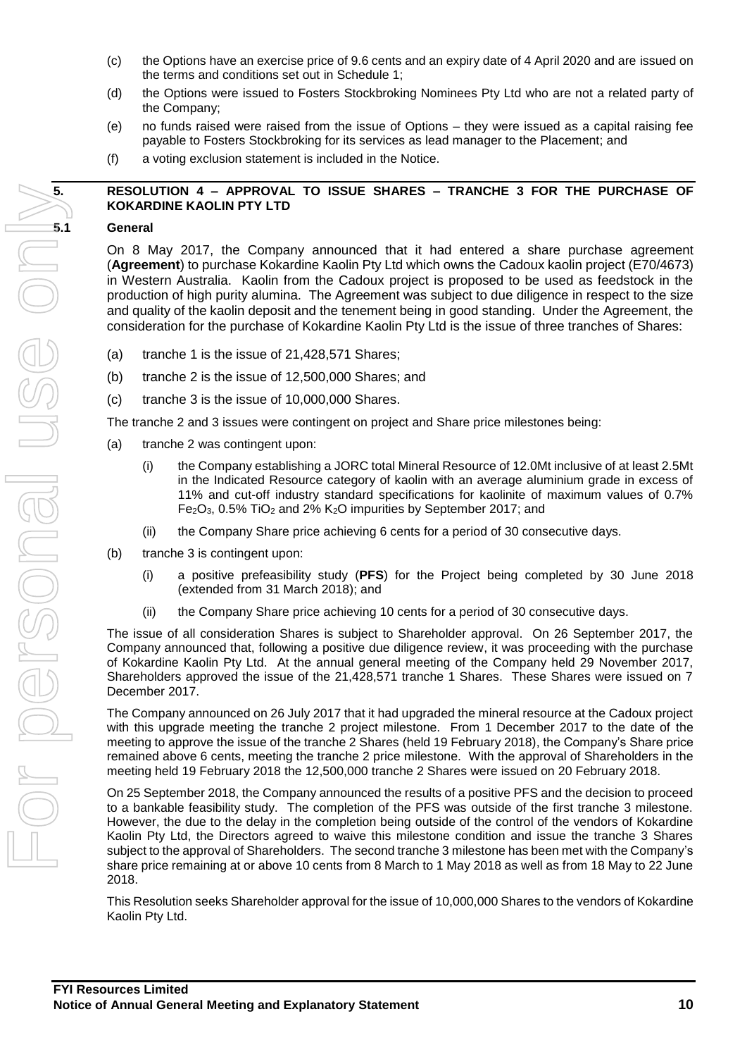(c) the Options have an exercise price of 9.6 cents and an expiry date of 4 April 2020 and are issued on the terms and conditions set out in Schedule 1;

(d) the Options were issued to Fosters Stockbroking Nominees Pty Ltd who are not a related party of the Company;

(e) no funds raised were raised from the issue of Options – they were issued as a capital raising fee payable to Fosters Stockbroking for its services as lead manager to the Placement; and

(f) a voting exclusion statement is included in the Notice.

## 5. RESOLUTION 4 – APPROVAL TO ISSUE SHARES – TRANCHE 3 FOR THE PURCHASE OF KOKARDINE KAOLIN PTY LTD

### 5.1 General

On 8 May 2017, the Company announced that it had entered a share purchase agreement (**Agreement**) to purchase Kokardine Kaolin Pty Ltd which owns the Cadoux kaolin project (E70/4673) in Western Australia. Kaolin from the Cadoux project is proposed to be used as feedstock in the production of high purity alumina. The Agreement was subject to due diligence in respect to the size and quality of the kaolin deposit and the tenement being in good standing. Under the Agreement, the consideration for the purchase of Kokardine Kaolin Pty Ltd is the issue of three tranches of Shares:

(a) tranche 1 is the issue of 21,428,571 Shares;

(b) tranche 2 is the issue of 12,500,000 Shares; and

(c) tranche 3 is the issue of 10,000,000 Shares.

The tranche 2 and 3 issues were contingent on project and Share price milestones being:

(a) tranche 2 was contingent upon:

  (i) the Company establishing a JORC total Mineral Resource of 12.0Mt inclusive of at least 2.5Mt in the Indicated Resource category of kaolin with an average aluminium grade in excess of 11% and cut-off industry standard specifications for kaolinite of maximum values of 0.7% $Fe_2O_3$, 0.5% $TiO_2$ and 2% $K_2O$ impurities by September 2017; and

  (ii) the Company Share price achieving 6 cents for a period of 30 consecutive days.

(b) tranche 3 is contingent upon:

  (i) a positive prefeasibility study (**PFS**) for the Project being completed by 30 June 2018 (extended from 31 March 2018); and

  (ii) the Company Share price achieving 10 cents for a period of 30 consecutive days.

The issue of all consideration Shares is subject to Shareholder approval. On 26 September 2017, the Company announced that, following a positive due diligence review, it was proceeding with the purchase of Kokardine Kaolin Pty Ltd. At the annual general meeting of the Company held 29 November 2017, Shareholders approved the issue of the 21,428,571 tranche 1 Shares. These Shares were issued on 7 December 2017.

The Company announced on 26 July 2017 that it had upgraded the mineral resource at the Cadoux project with this upgrade meeting the tranche 2 project milestone. From 1 December 2017 to the date of the meeting to approve the issue of the tranche 2 Shares (held 19 February 2018), the Company's Share price remained above 6 cents, meeting the tranche 2 price milestone. With the approval of Shareholders in the meeting held 19 February 2018 the 12,500,000 tranche 2 Shares were issued on 20 February 2018.

On 25 September 2018, the Company announced the results of a positive PFS and the decision to proceed to a bankable feasibility study. The completion of the PFS was outside of the first tranche 3 milestone. However, the due to the delay in the completion being outside of the control of the vendors of Kokardine Kaolin Pty Ltd, the Directors agreed to waive this milestone condition and issue the tranche 3 Shares subject to the approval of Shareholders. The second tranche 3 milestone has been met with the Company's share price remaining at or above 10 cents from 8 March to 1 May 2018 as well as from 18 May to 22 June 2018.

This Resolution seeks Shareholder approval for the issue of 10,000,000 Shares to the vendors of Kokardine Kaolin Pty Ltd.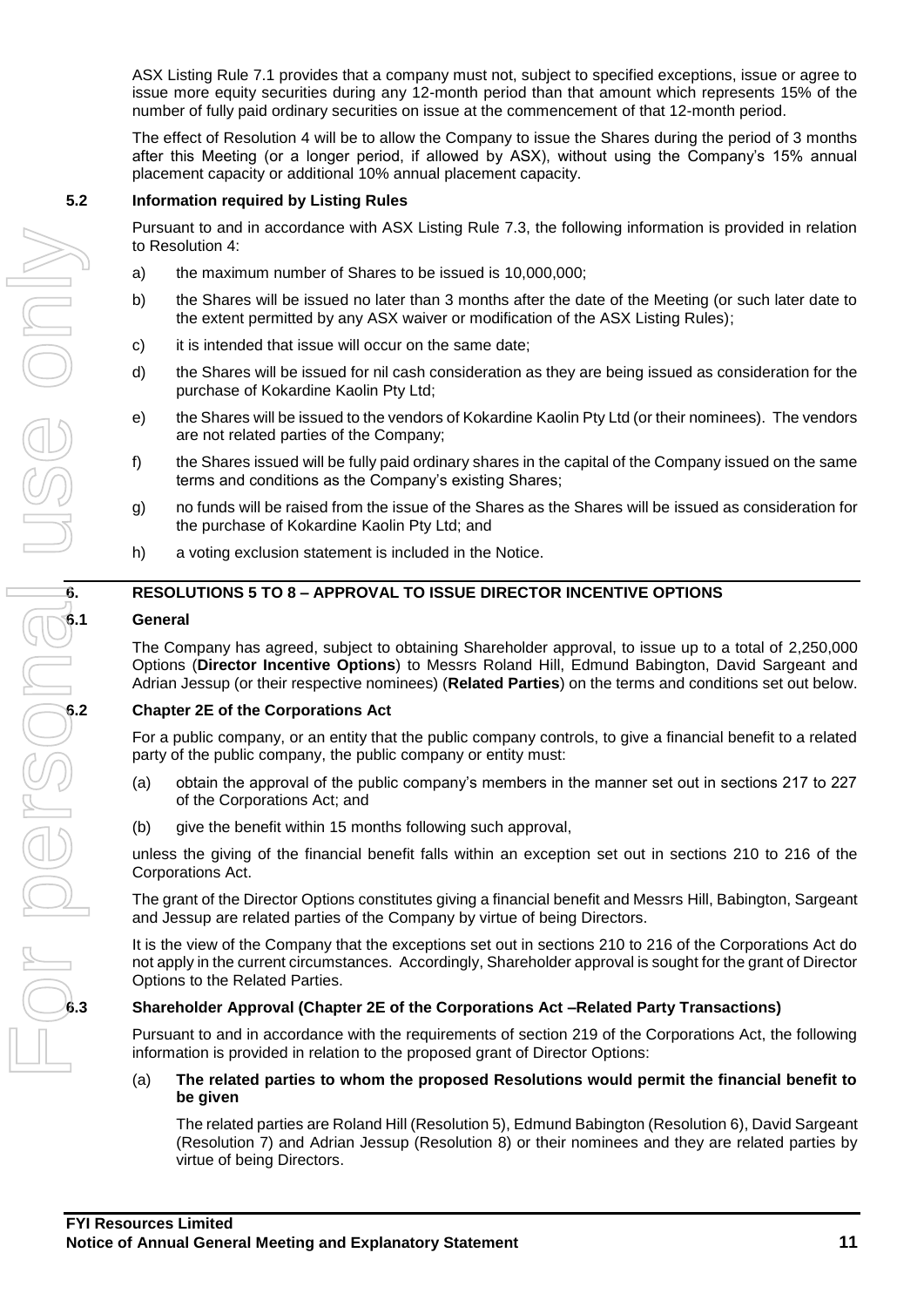ASX Listing Rule 7.1 provides that a company must not, subject to specified exceptions, issue or agree to issue more equity securities during any 12-month period than that amount which represents 15% of the number of fully paid ordinary securities on issue at the commencement of that 12-month period.

The effect of Resolution 4 will be to allow the Company to issue the Shares during the period of 3 months after this Meeting (or a longer period, if allowed by ASX), without using the Company's 15% annual placement capacity or additional 10% annual placement capacity.

### 5.2 Information required by Listing Rules

Pursuant to and in accordance with ASX Listing Rule 7.3, the following information is provided in relation to Resolution 4:

a) the maximum number of Shares to be issued is 10,000,000;

b) the Shares will be issued no later than 3 months after the date of the Meeting (or such later date to the extent permitted by any ASX waiver or modification of the ASX Listing Rules);

c) it is intended that issue will occur on the same date;

d) the Shares will be issued for nil cash consideration as they are being issued as consideration for the purchase of Kokardine Kaolin Pty Ltd;

e) the Shares will be issued to the vendors of Kokardine Kaolin Pty Ltd (or their nominees). The vendors are not related parties of the Company;

f) the Shares issued will be fully paid ordinary shares in the capital of the Company issued on the same terms and conditions as the Company's existing Shares;

g) no funds will be raised from the issue of the Shares as the Shares will be issued as consideration for the purchase of Kokardine Kaolin Pty Ltd; and

h) a voting exclusion statement is included in the Notice.

## 6. RESOLUTIONS 5 TO 8 – APPROVAL TO ISSUE DIRECTOR INCENTIVE OPTIONS

### 6.1 General

The Company has agreed, subject to obtaining Shareholder approval, to issue up to a total of 2,250,000 Options (**Director Incentive Options**) to Messrs Roland Hill, Edmund Babington, David Sargeant and Adrian Jessup (or their respective nominees) (**Related Parties**) on the terms and conditions set out below.

### 6.2 Chapter 2E of the Corporations Act

For a public company, or an entity that the public company controls, to give a financial benefit to a related party of the public company, the public company or entity must:

(a) obtain the approval of the public company's members in the manner set out in sections 217 to 227 of the Corporations Act; and

(b) give the benefit within 15 months following such approval,

unless the giving of the financial benefit falls within an exception set out in sections 210 to 216 of the Corporations Act.

The grant of the Director Options constitutes giving a financial benefit and Messrs Hill, Babington, Sargeant and Jessup are related parties of the Company by virtue of being Directors.

It is the view of the Company that the exceptions set out in sections 210 to 216 of the Corporations Act do not apply in the current circumstances. Accordingly, Shareholder approval is sought for the grant of Director Options to the Related Parties.

### 6.3 Shareholder Approval (Chapter 2E of the Corporations Act –Related Party Transactions)

Pursuant to and in accordance with the requirements of section 219 of the Corporations Act, the following information is provided in relation to the proposed grant of Director Options:

(a) **The related parties to whom the proposed Resolutions would permit the financial benefit to be given**

The related parties are Roland Hill (Resolution 5), Edmund Babington (Resolution 6), David Sargeant (Resolution 7) and Adrian Jessup (Resolution 8) or their nominees and they are related parties by virtue of being Directors.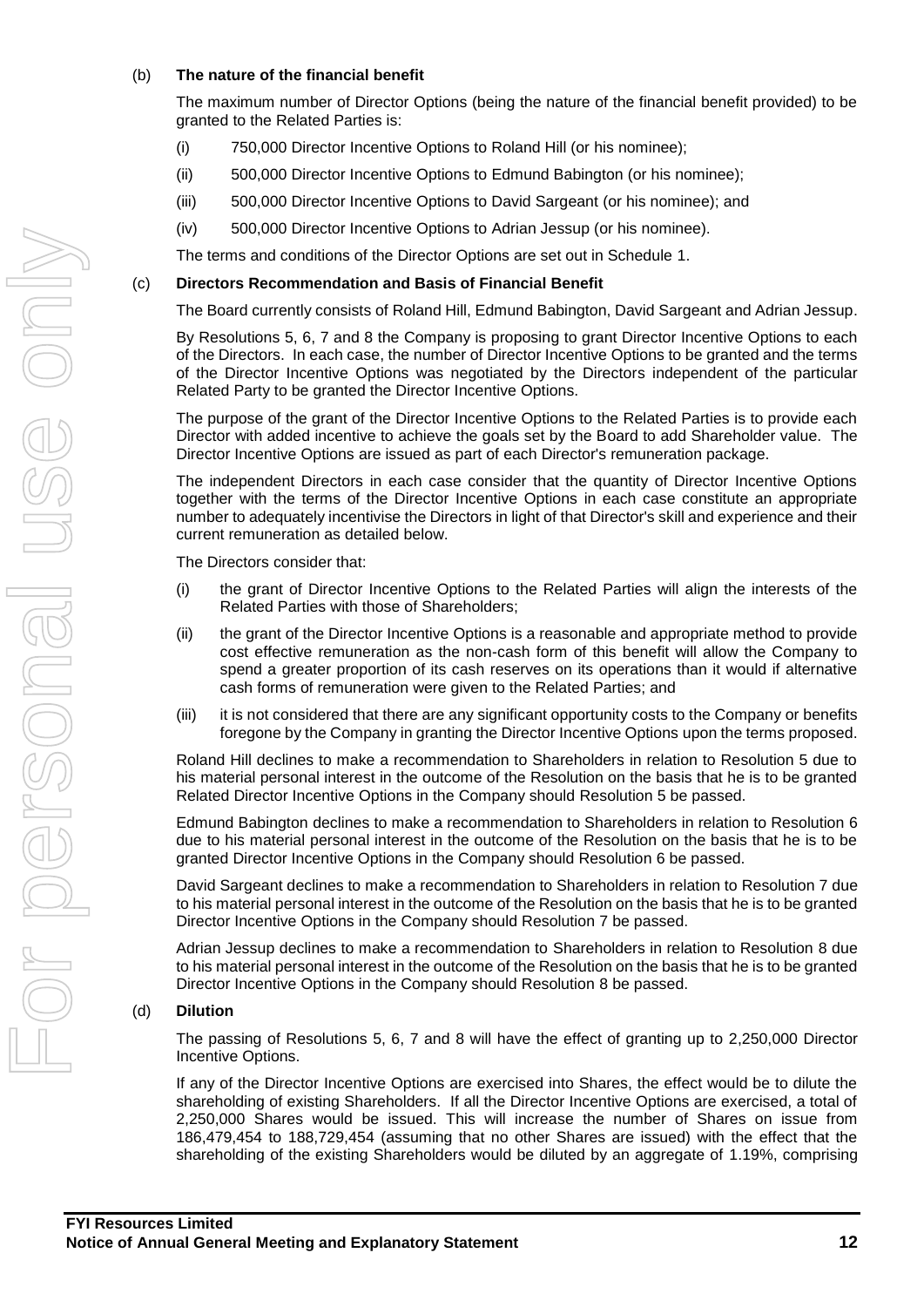(b) **The nature of the financial benefit**

The maximum number of Director Options (being the nature of the financial benefit provided) to be granted to the Related Parties is:

(i) 750,000 Director Incentive Options to Roland Hill (or his nominee);

(ii) 500,000 Director Incentive Options to Edmund Babington (or his nominee);

(iii) 500,000 Director Incentive Options to David Sargeant (or his nominee); and

(iv) 500,000 Director Incentive Options to Adrian Jessup (or his nominee).

The terms and conditions of the Director Options are set out in Schedule 1.

(c) **Directors Recommendation and Basis of Financial Benefit**

The Board currently consists of Roland Hill, Edmund Babington, David Sargeant and Adrian Jessup.

By Resolutions 5, 6, 7 and 8 the Company is proposing to grant Director Incentive Options to each of the Directors. In each case, the number of Director Incentive Options to be granted and the terms of the Director Incentive Options was negotiated by the Directors independent of the particular Related Party to be granted the Director Incentive Options.

The purpose of the grant of the Director Incentive Options to the Related Parties is to provide each Director with added incentive to achieve the goals set by the Board to add Shareholder value. The Director Incentive Options are issued as part of each Director's remuneration package.

The independent Directors in each case consider that the quantity of Director Incentive Options together with the terms of the Director Incentive Options in each case constitute an appropriate number to adequately incentivise the Directors in light of that Director's skill and experience and their current remuneration as detailed below.

The Directors consider that:

(i) the grant of Director Incentive Options to the Related Parties will align the interests of the Related Parties with those of Shareholders;

(ii) the grant of the Director Incentive Options is a reasonable and appropriate method to provide cost effective remuneration as the non-cash form of this benefit will allow the Company to spend a greater proportion of its cash reserves on its operations than it would if alternative cash forms of remuneration were given to the Related Parties; and

(iii) it is not considered that there are any significant opportunity costs to the Company or benefits foregone by the Company in granting the Director Incentive Options upon the terms proposed.

Roland Hill declines to make a recommendation to Shareholders in relation to Resolution 5 due to his material personal interest in the outcome of the Resolution on the basis that he is to be granted Related Director Incentive Options in the Company should Resolution 5 be passed.

Edmund Babington declines to make a recommendation to Shareholders in relation to Resolution 6 due to his material personal interest in the outcome of the Resolution on the basis that he is to be granted Director Incentive Options in the Company should Resolution 6 be passed.

David Sargeant declines to make a recommendation to Shareholders in relation to Resolution 7 due to his material personal interest in the outcome of the Resolution on the basis that he is to be granted Director Incentive Options in the Company should Resolution 7 be passed.

Adrian Jessup declines to make a recommendation to Shareholders in relation to Resolution 8 due to his material personal interest in the outcome of the Resolution on the basis that he is to be granted Director Incentive Options in the Company should Resolution 8 be passed.

(d) **Dilution**

The passing of Resolutions 5, 6, 7 and 8 will have the effect of granting up to 2,250,000 Director Incentive Options.

If any of the Director Incentive Options are exercised into Shares, the effect would be to dilute the shareholding of existing Shareholders. If all the Director Incentive Options are exercised, a total of 2,250,000 Shares would be issued. This will increase the number of Shares on issue from 186,479,454 to 188,729,454 (assuming that no other Shares are issued) with the effect that the shareholding of the existing Shareholders would be diluted by an aggregate of 1.19%, comprising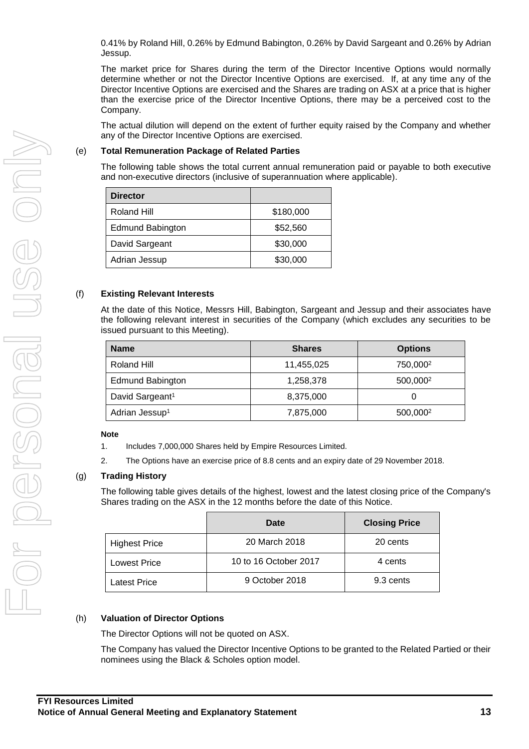0.41% by Roland Hill, 0.26% by Edmund Babington, 0.26% by David Sargeant and 0.26% by Adrian Jessup.

The market price for Shares during the term of the Director Incentive Options would normally determine whether or not the Director Incentive Options are exercised. If, at any time any of the Director Incentive Options are exercised and the Shares are trading on ASX at a price that is higher than the exercise price of the Director Incentive Options, there may be a perceived cost to the Company.

The actual dilution will depend on the extent of further equity raised by the Company and whether any of the Director Incentive Options are exercised.

(e) **Total Remuneration Package of Related Parties**

The following table shows the total current annual remuneration paid or payable to both executive and non-executive directors (inclusive of superannuation where applicable).

| Director | |
|---|---|
| Roland Hill | \$180,000 |
| Edmund Babington | \$52,560 |
| David Sargeant | \$30,000 |
| Adrian Jessup | \$30,000 |

(f) **Existing Relevant Interests**

At the date of this Notice, Messrs Hill, Babington, Sargeant and Jessup and their associates have the following relevant interest in securities of the Company (which excludes any securities to be issued pursuant to this Meeting).

| Name | Shares | Options |
|---|---|---|
| Roland Hill | 11,455,025 | 750,000[2] |
| Edmund Babington | 1,258,378 | 500,000[2] |
| David Sargeant[1] | 8,375,000 | 0 |
| Adrian Jessup[1] | 7,875,000 | 500,000[2] |

**Note**

1. Includes 7,000,000 Shares held by Empire Resources Limited.
2. The Options have an exercise price of 8.8 cents and an expiry date of 29 November 2018.

(g) **Trading History**

The following table gives details of the highest, lowest and the latest closing price of the Company's Shares trading on the ASX in the 12 months before the date of this Notice.

| | Date | Closing Price |
|---|---|---|
| Highest Price | 20 March 2018 | 20 cents |
| Lowest Price | 10 to 16 October 2017 | 4 cents |
| Latest Price | 9 October 2018 | 9.3 cents |

(h) **Valuation of Director Options**

The Director Options will not be quoted on ASX.

The Company has valued the Director Incentive Options to be granted to the Related Partied or their nominees using the Black & Scholes option model.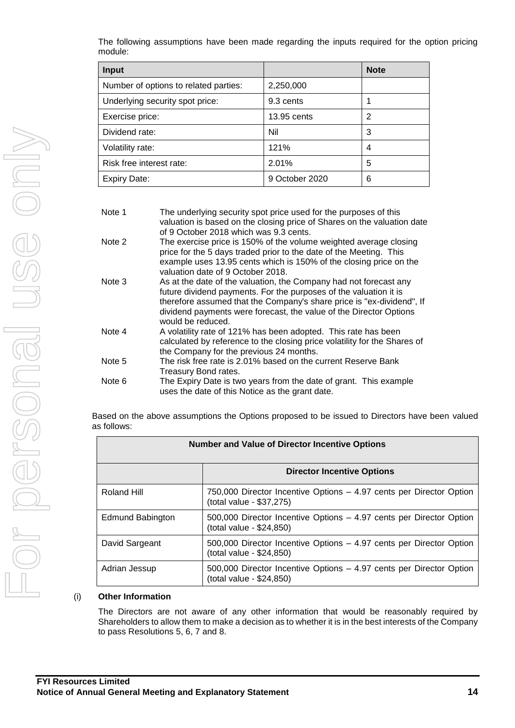The following assumptions have been made regarding the inputs required for the option pricing module:

| Input | | Note |
|---|---|---|
| Number of options to related parties: | 2,250,000 | |
| Underlying security spot price: | 9.3 cents | 1 |
| Exercise price: | 13.95 cents | 2 |
| Dividend rate: | Nil | 3 |
| Volatility rate: | 121% | 4 |
| Risk free interest rate: | 2.01% | 5 |
| Expiry Date: | 9 October 2020 | 6 |

Note 1 The underlying security spot price used for the purposes of this valuation is based on the closing price of Shares on the valuation date of 9 October 2018 which was 9.3 cents.

Note 2 The exercise price is 150% of the volume weighted average closing price for the 5 days traded prior to the date of the Meeting. This example uses 13.95 cents which is 150% of the closing price on the valuation date of 9 October 2018.

Note 3 As at the date of the valuation, the Company had not forecast any future dividend payments. For the purposes of the valuation it is therefore assumed that the Company's share price is "ex-dividend", If dividend payments were forecast, the value of the Director Options would be reduced.

Note 4 A volatility rate of 121% has been adopted. This rate has been calculated by reference to the closing price volatility for the Shares of the Company for the previous 24 months.

Note 5 The risk free rate is 2.01% based on the current Reserve Bank Treasury Bond rates.

Note 6 The Expiry Date is two years from the date of grant. This example uses the date of this Notice as the grant date.

Based on the above assumptions the Options proposed to be issued to Directors have been valued as follows:

| Number and Value of Director Incentive Options | |
|---|---|
| | **Director Incentive Options** |
| Roland Hill | 750,000 Director Incentive Options – 4.97 cents per Director Option (total value - $37,275) |
| Edmund Babington | 500,000 Director Incentive Options – 4.97 cents per Director Option (total value - $24,850) |
| David Sargeant | 500,000 Director Incentive Options – 4.97 cents per Director Option (total value - $24,850) |
| Adrian Jessup | 500,000 Director Incentive Options – 4.97 cents per Director Option (total value - $24,850) |

(i) **Other Information**

The Directors are not aware of any other information that would be reasonably required by Shareholders to allow them to make a decision as to whether it is in the best interests of the Company to pass Resolutions 5, 6, 7 and 8.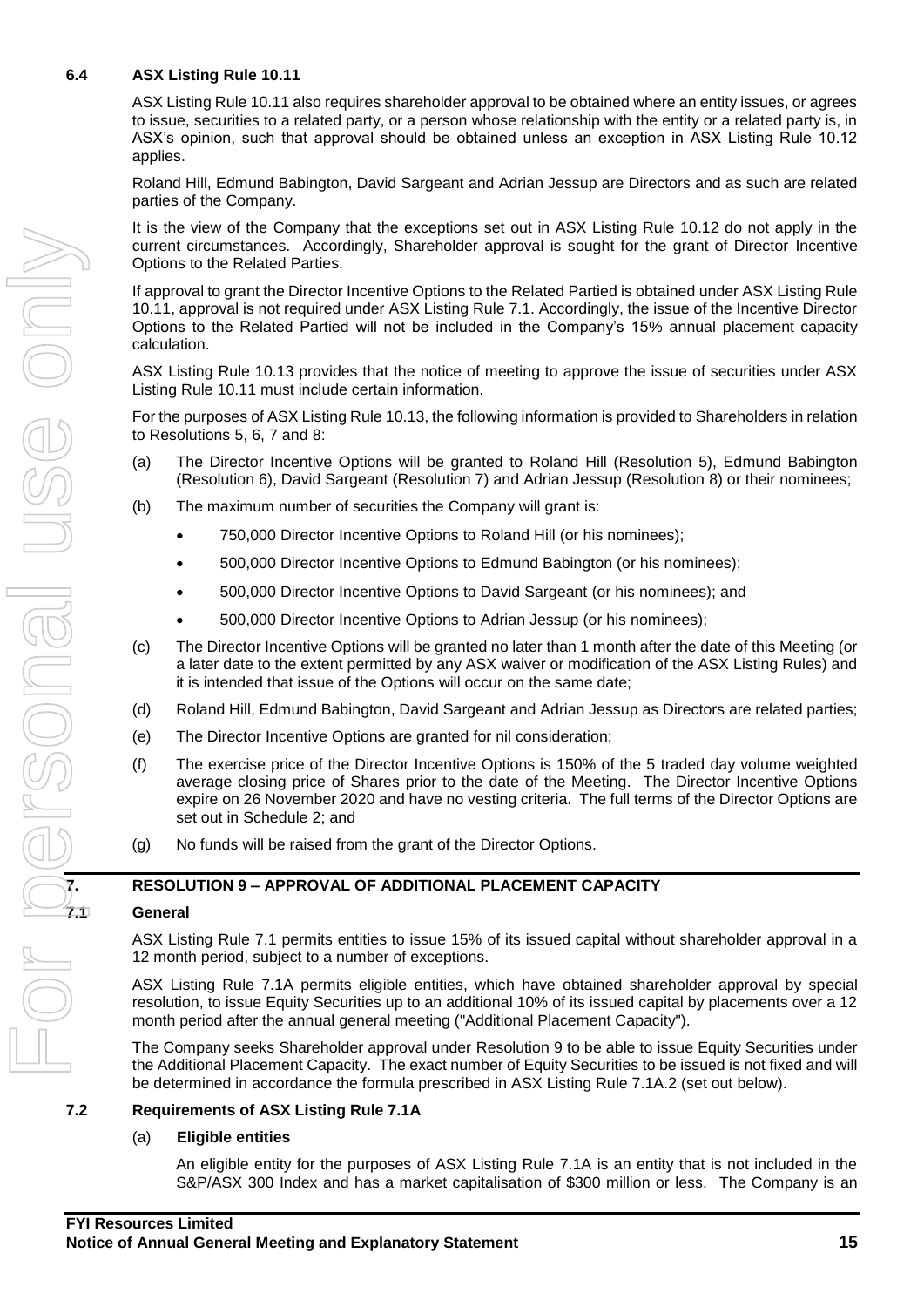### 6.4 ASX Listing Rule 10.11

ASX Listing Rule 10.11 also requires shareholder approval to be obtained where an entity issues, or agrees to issue, securities to a related party, or a person whose relationship with the entity or a related party is, in ASX's opinion, such that approval should be obtained unless an exception in ASX Listing Rule 10.12 applies.

Roland Hill, Edmund Babington, David Sargeant and Adrian Jessup are Directors and as such are related parties of the Company.

It is the view of the Company that the exceptions set out in ASX Listing Rule 10.12 do not apply in the current circumstances. Accordingly, Shareholder approval is sought for the grant of Director Incentive Options to the Related Parties.

If approval to grant the Director Incentive Options to the Related Partied is obtained under ASX Listing Rule 10.11, approval is not required under ASX Listing Rule 7.1. Accordingly, the issue of the Incentive Director Options to the Related Partied will not be included in the Company's 15% annual placement capacity calculation.

ASX Listing Rule 10.13 provides that the notice of meeting to approve the issue of securities under ASX Listing Rule 10.11 must include certain information.

For the purposes of ASX Listing Rule 10.13, the following information is provided to Shareholders in relation to Resolutions 5, 6, 7 and 8:

(a) The Director Incentive Options will be granted to Roland Hill (Resolution 5), Edmund Babington (Resolution 6), David Sargeant (Resolution 7) and Adrian Jessup (Resolution 8) or their nominees;

(b) The maximum number of securities the Company will grant is:

- 750,000 Director Incentive Options to Roland Hill (or his nominees);
- 500,000 Director Incentive Options to Edmund Babington (or his nominees);
- 500,000 Director Incentive Options to David Sargeant (or his nominees); and
- 500,000 Director Incentive Options to Adrian Jessup (or his nominees);

(c) The Director Incentive Options will be granted no later than 1 month after the date of this Meeting (or a later date to the extent permitted by any ASX waiver or modification of the ASX Listing Rules) and it is intended that issue of the Options will occur on the same date;

(d) Roland Hill, Edmund Babington, David Sargeant and Adrian Jessup as Directors are related parties;

(e) The Director Incentive Options are granted for nil consideration;

(f) The exercise price of the Director Incentive Options is 150% of the 5 traded day volume weighted average closing price of Shares prior to the date of the Meeting. The Director Incentive Options expire on 26 November 2020 and have no vesting criteria. The full terms of the Director Options are set out in Schedule 2; and

(g) No funds will be raised from the grant of the Director Options.

## 7. RESOLUTION 9 – APPROVAL OF ADDITIONAL PLACEMENT CAPACITY

### 7.1 General

ASX Listing Rule 7.1 permits entities to issue 15% of its issued capital without shareholder approval in a 12 month period, subject to a number of exceptions.

ASX Listing Rule 7.1A permits eligible entities, which have obtained shareholder approval by special resolution, to issue Equity Securities up to an additional 10% of its issued capital by placements over a 12 month period after the annual general meeting ("Additional Placement Capacity").

The Company seeks Shareholder approval under Resolution 9 to be able to issue Equity Securities under the Additional Placement Capacity. The exact number of Equity Securities to be issued is not fixed and will be determined in accordance the formula prescribed in ASX Listing Rule 7.1A.2 (set out below).

### 7.2 Requirements of ASX Listing Rule 7.1A

(a) **Eligible entities**

An eligible entity for the purposes of ASX Listing Rule 7.1A is an entity that is not included in the S&P/ASX 300 Index and has a market capitalisation of $300 million or less. The Company is an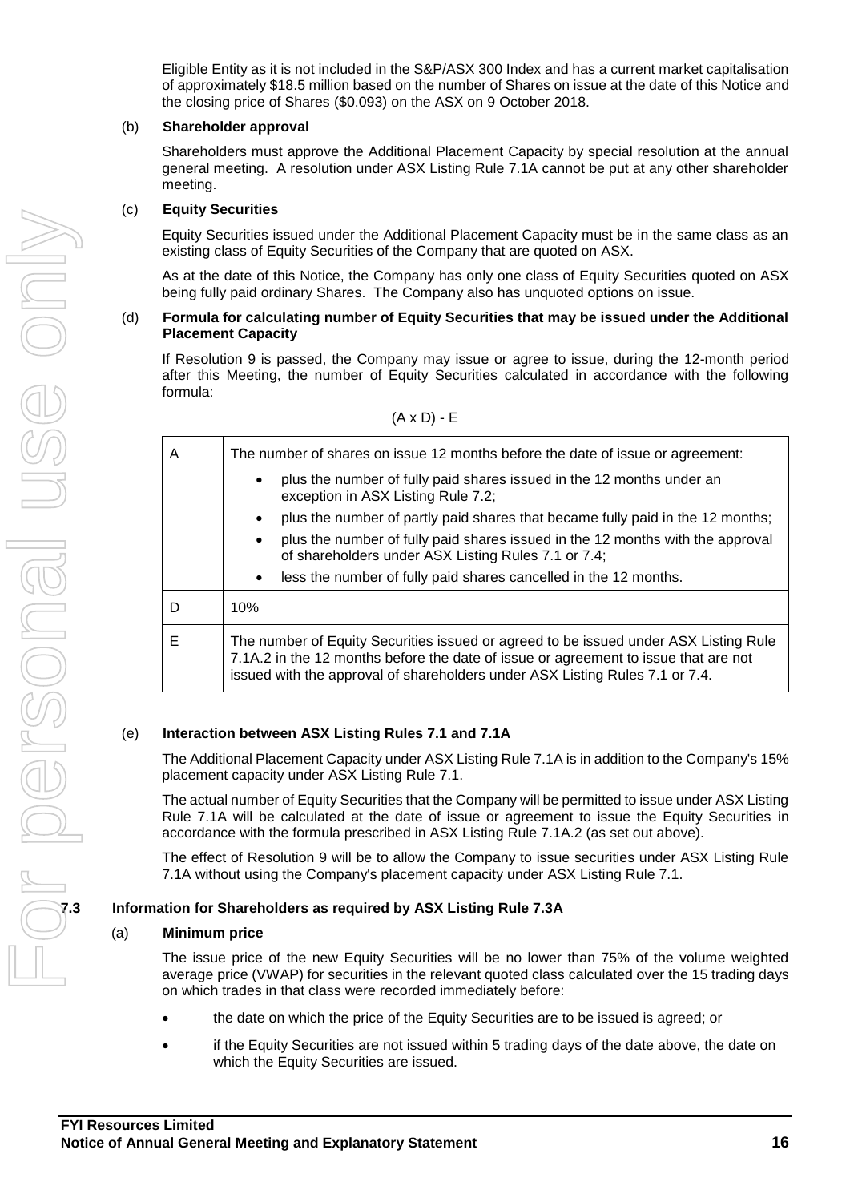Eligible Entity as it is not included in the S&P/ASX 300 Index and has a current market capitalisation of approximately $18.5 million based on the number of Shares on issue at the date of this Notice and the closing price of Shares ($0.093) on the ASX on 9 October 2018.

(b) **Shareholder approval**

Shareholders must approve the Additional Placement Capacity by special resolution at the annual general meeting. A resolution under ASX Listing Rule 7.1A cannot be put at any other shareholder meeting.

(c) **Equity Securities**

Equity Securities issued under the Additional Placement Capacity must be in the same class as an existing class of Equity Securities of the Company that are quoted on ASX.

As at the date of this Notice, the Company has only one class of Equity Securities quoted on ASX being fully paid ordinary Shares. The Company also has unquoted options on issue.

(d) **Formula for calculating number of Equity Securities that may be issued under the Additional Placement Capacity**

If Resolution 9 is passed, the Company may issue or agree to issue, during the 12-month period after this Meeting, the number of Equity Securities calculated in accordance with the following formula:

$$(A \times D) - E$$

| | |
|---|---|
| A | The number of shares on issue 12 months before the date of issue or agreement:<br>• plus the number of fully paid shares issued in the 12 months under an exception in ASX Listing Rule 7.2;<br>• plus the number of partly paid shares that became fully paid in the 12 months;<br>• plus the number of fully paid shares issued in the 12 months with the approval of shareholders under ASX Listing Rules 7.1 or 7.4;<br>• less the number of fully paid shares cancelled in the 12 months. |
| D | 10% |
| E | The number of Equity Securities issued or agreed to be issued under ASX Listing Rule 7.1A.2 in the 12 months before the date of issue or agreement to issue that are not issued with the approval of shareholders under ASX Listing Rules 7.1 or 7.4. |

(e) **Interaction between ASX Listing Rules 7.1 and 7.1A**

The Additional Placement Capacity under ASX Listing Rule 7.1A is in addition to the Company's 15% placement capacity under ASX Listing Rule 7.1.

The actual number of Equity Securities that the Company will be permitted to issue under ASX Listing Rule 7.1A will be calculated at the date of issue or agreement to issue the Equity Securities in accordance with the formula prescribed in ASX Listing Rule 7.1A.2 (as set out above).

The effect of Resolution 9 will be to allow the Company to issue securities under ASX Listing Rule 7.1A without using the Company's placement capacity under ASX Listing Rule 7.1.

## 7.3 Information for Shareholders as required by ASX Listing Rule 7.3A

(a) **Minimum price**

The issue price of the new Equity Securities will be no lower than 75% of the volume weighted average price (VWAP) for securities in the relevant quoted class calculated over the 15 trading days on which trades in that class were recorded immediately before:

- the date on which the price of the Equity Securities are to be issued is agreed; or
- if the Equity Securities are not issued within 5 trading days of the date above, the date on which the Equity Securities are issued.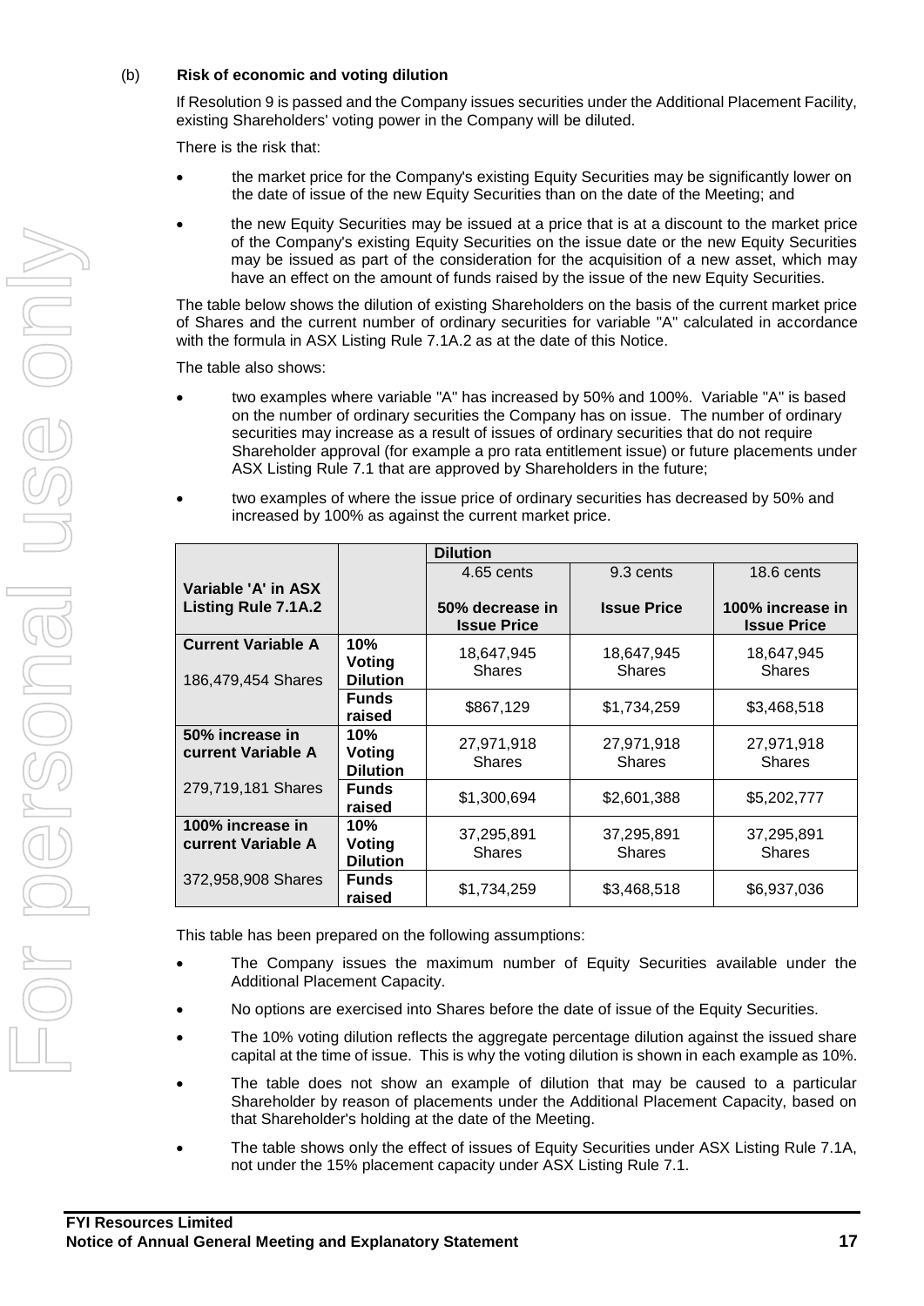(b) **Risk of economic and voting dilution**

If Resolution 9 is passed and the Company issues securities under the Additional Placement Facility, existing Shareholders' voting power in the Company will be diluted.

There is the risk that:

- the market price for the Company's existing Equity Securities may be significantly lower on the date of issue of the new Equity Securities than on the date of the Meeting; and
- the new Equity Securities may be issued at a price that is at a discount to the market price of the Company's existing Equity Securities on the issue date or the new Equity Securities may be issued as part of the consideration for the acquisition of a new asset, which may have an effect on the amount of funds raised by the issue of the new Equity Securities.

The table below shows the dilution of existing Shareholders on the basis of the current market price of Shares and the current number of ordinary securities for variable "A" calculated in accordance with the formula in ASX Listing Rule 7.1A.2 as at the date of this Notice.

The table also shows:

- two examples where variable "A" has increased by 50% and 100%. Variable "A" is based on the number of ordinary securities the Company has on issue. The number of ordinary securities may increase as a result of issues of ordinary securities that do not require Shareholder approval (for example a pro rata entitlement issue) or future placements under ASX Listing Rule 7.1 that are approved by Shareholders in the future;
- two examples of where the issue price of ordinary securities has decreased by 50% and increased by 100% as against the current market price.

| Variable 'A' in ASX Listing Rule 7.1A.2 | | **Dilution** | | |
|---|---|---|---|---|
| | | 4.65 cents<br>**50% decrease in Issue Price** | 9.3 cents<br>**Issue Price** | 18.6 cents<br>**100% increase in Issue Price** |
| **Current Variable A**<br>186,479,454 Shares | **10% Voting Dilution** | 18,647,945 Shares | 18,647,945 Shares | 18,647,945 Shares |
| | **Funds raised** | $867,129 | $1,734,259 | $3,468,518 |
| **50% increase in current Variable A**<br>279,719,181 Shares | **10% Voting Dilution** | 27,971,918 Shares | 27,971,918 Shares | 27,971,918 Shares |
| | **Funds raised** | $1,300,694 | $2,601,388 | $5,202,777 |
| **100% increase in current Variable A**<br>372,958,908 Shares | **10% Voting Dilution** | 37,295,891 Shares | 37,295,891 Shares | 37,295,891 Shares |
| | **Funds raised** | $1,734,259 | $3,468,518 | $6,937,036 |

This table has been prepared on the following assumptions:

- The Company issues the maximum number of Equity Securities available under the Additional Placement Capacity.
- No options are exercised into Shares before the date of issue of the Equity Securities.
- The 10% voting dilution reflects the aggregate percentage dilution against the issued share capital at the time of issue. This is why the voting dilution is shown in each example as 10%.
- The table does not show an example of dilution that may be caused to a particular Shareholder by reason of placements under the Additional Placement Capacity, based on that Shareholder's holding at the date of the Meeting.
- The table shows only the effect of issues of Equity Securities under ASX Listing Rule 7.1A, not under the 15% placement capacity under ASX Listing Rule 7.1.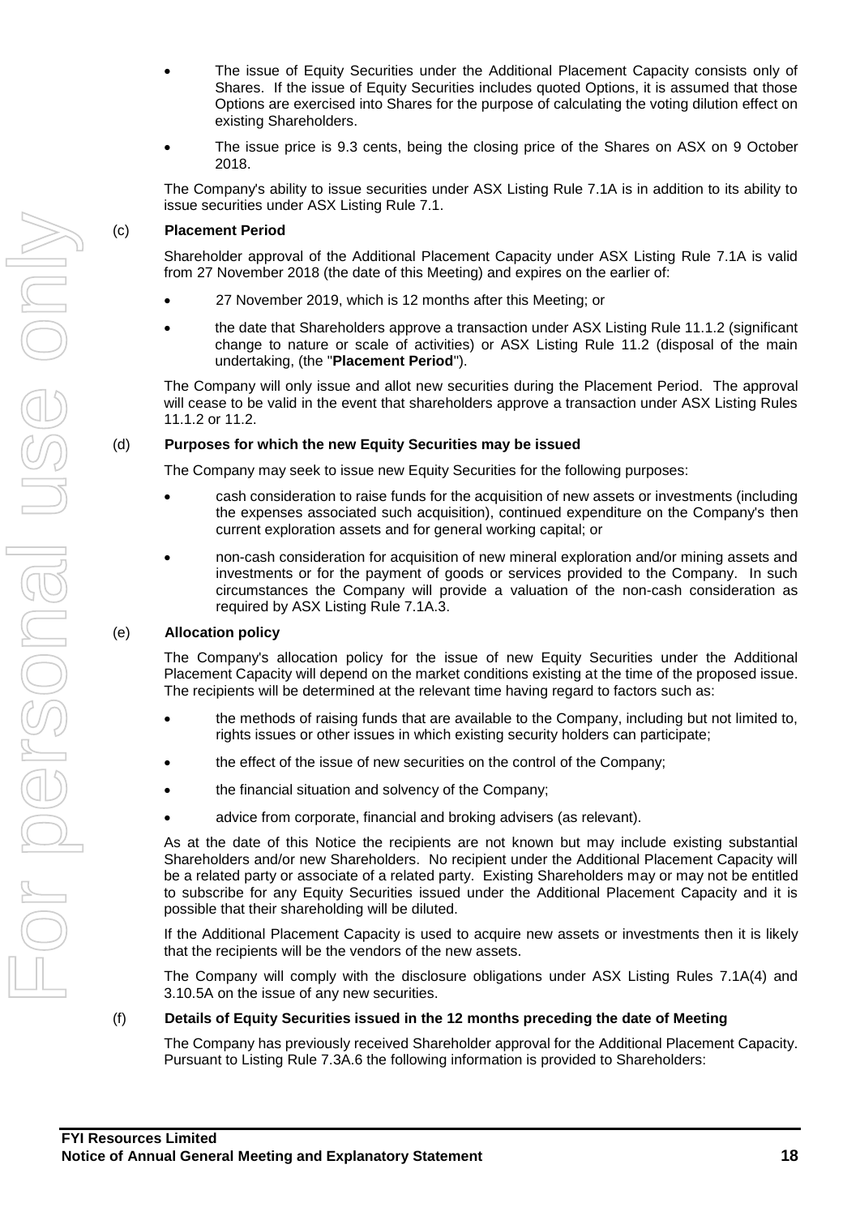- The issue of Equity Securities under the Additional Placement Capacity consists only of Shares. If the issue of Equity Securities includes quoted Options, it is assumed that those Options are exercised into Shares for the purpose of calculating the voting dilution effect on existing Shareholders.
- The issue price is 9.3 cents, being the closing price of the Shares on ASX on 9 October 2018.

The Company's ability to issue securities under ASX Listing Rule 7.1A is in addition to its ability to issue securities under ASX Listing Rule 7.1.

(c) **Placement Period**

Shareholder approval of the Additional Placement Capacity under ASX Listing Rule 7.1A is valid from 27 November 2018 (the date of this Meeting) and expires on the earlier of:

- 27 November 2019, which is 12 months after this Meeting; or
- the date that Shareholders approve a transaction under ASX Listing Rule 11.1.2 (significant change to nature or scale of activities) or ASX Listing Rule 11.2 (disposal of the main undertaking, (the "**Placement Period**").

The Company will only issue and allot new securities during the Placement Period. The approval will cease to be valid in the event that shareholders approve a transaction under ASX Listing Rules 11.1.2 or 11.2.

(d) **Purposes for which the new Equity Securities may be issued**

The Company may seek to issue new Equity Securities for the following purposes:

- cash consideration to raise funds for the acquisition of new assets or investments (including the expenses associated such acquisition), continued expenditure on the Company's then current exploration assets and for general working capital; or
- non-cash consideration for acquisition of new mineral exploration and/or mining assets and investments or for the payment of goods or services provided to the Company. In such circumstances the Company will provide a valuation of the non-cash consideration as required by ASX Listing Rule 7.1A.3.

(e) **Allocation policy**

The Company's allocation policy for the issue of new Equity Securities under the Additional Placement Capacity will depend on the market conditions existing at the time of the proposed issue. The recipients will be determined at the relevant time having regard to factors such as:

- the methods of raising funds that are available to the Company, including but not limited to, rights issues or other issues in which existing security holders can participate;
- the effect of the issue of new securities on the control of the Company;
- the financial situation and solvency of the Company;
- advice from corporate, financial and broking advisers (as relevant).

As at the date of this Notice the recipients are not known but may include existing substantial Shareholders and/or new Shareholders. No recipient under the Additional Placement Capacity will be a related party or associate of a related party. Existing Shareholders may or may not be entitled to subscribe for any Equity Securities issued under the Additional Placement Capacity and it is possible that their shareholding will be diluted.

If the Additional Placement Capacity is used to acquire new assets or investments then it is likely that the recipients will be the vendors of the new assets.

The Company will comply with the disclosure obligations under ASX Listing Rules 7.1A(4) and 3.10.5A on the issue of any new securities.

(f) **Details of Equity Securities issued in the 12 months preceding the date of Meeting**

The Company has previously received Shareholder approval for the Additional Placement Capacity. Pursuant to Listing Rule 7.3A.6 the following information is provided to Shareholders: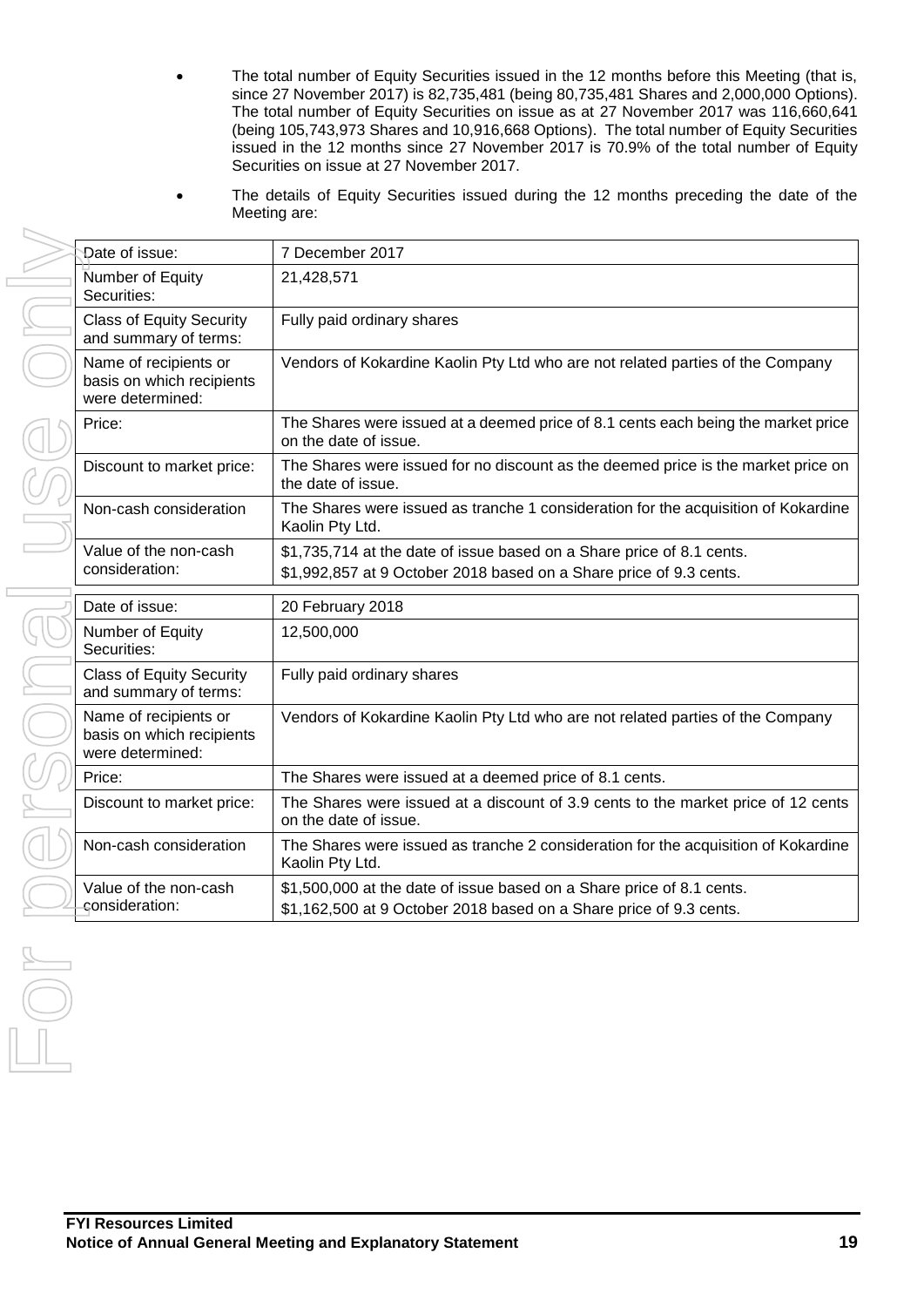- The total number of Equity Securities issued in the 12 months before this Meeting (that is, since 27 November 2017) is 82,735,481 (being 80,735,481 Shares and 2,000,000 Options). The total number of Equity Securities on issue as at 27 November 2017 was 116,660,641 (being 105,743,973 Shares and 10,916,668 Options). The total number of Equity Securities issued in the 12 months since 27 November 2017 is 70.9% of the total number of Equity Securities on issue at 27 November 2017.
- The details of Equity Securities issued during the 12 months preceding the date of the Meeting are:

| | |
|---|---|
| Date of issue: | 7 December 2017 |
| Number of Equity Securities: | 21,428,571 |
| Class of Equity Security and summary of terms: | Fully paid ordinary shares |
| Name of recipients or basis on which recipients were determined: | Vendors of Kokardine Kaolin Pty Ltd who are not related parties of the Company |
| Price: | The Shares were issued at a deemed price of 8.1 cents each being the market price on the date of issue. |
| Discount to market price: | The Shares were issued for no discount as the deemed price is the market price on the date of issue. |
| Non-cash consideration | The Shares were issued as tranche 1 consideration for the acquisition of Kokardine Kaolin Pty Ltd. |
| Value of the non-cash consideration: | $1,735,714 at the date of issue based on a Share price of 8.1 cents.<br>$1,992,857 at 9 October 2018 based on a Share price of 9.3 cents. |

| | |
|---|---|
| Date of issue: | 20 February 2018 |
| Number of Equity Securities: | 12,500,000 |
| Class of Equity Security and summary of terms: | Fully paid ordinary shares |
| Name of recipients or basis on which recipients were determined: | Vendors of Kokardine Kaolin Pty Ltd who are not related parties of the Company |
| Price: | The Shares were issued at a deemed price of 8.1 cents. |
| Discount to market price: | The Shares were issued at a discount of 3.9 cents to the market price of 12 cents on the date of issue. |
| Non-cash consideration | The Shares were issued as tranche 2 consideration for the acquisition of Kokardine Kaolin Pty Ltd. |
| Value of the non-cash consideration: | $1,500,000 at the date of issue based on a Share price of 8.1 cents.<br>$1,162,500 at 9 October 2018 based on a Share price of 9.3 cents. |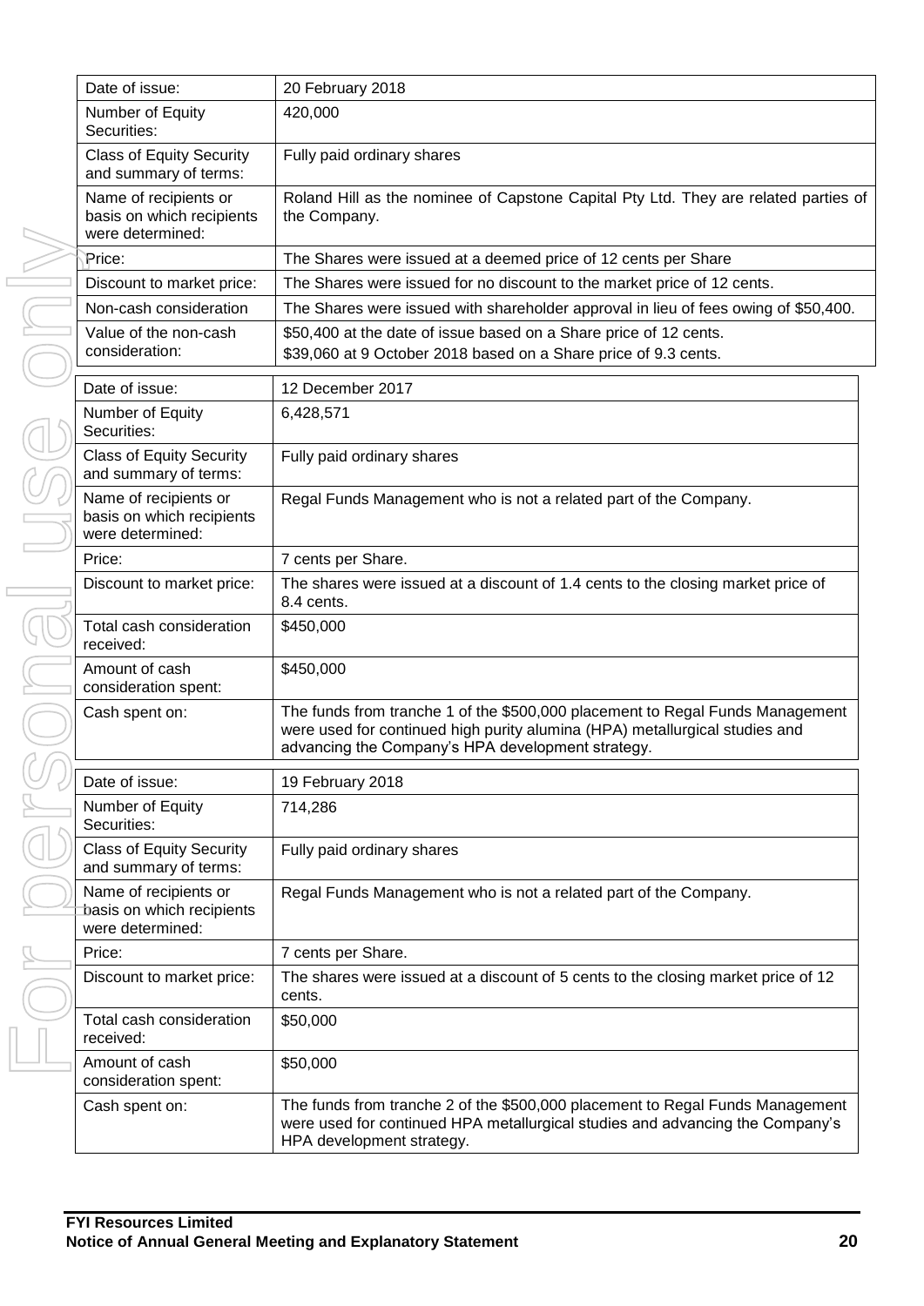| Date of issue: | 20 February 2018 |
| --- | --- |
| Number of Equity Securities: | 420,000 |
| Class of Equity Security and summary of terms: | Fully paid ordinary shares |
| Name of recipients or basis on which recipients were determined: | Roland Hill as the nominee of Capstone Capital Pty Ltd. They are related parties of the Company. |
| Price: | The Shares were issued at a deemed price of 12 cents per Share |
| Discount to market price: | The Shares were issued for no discount to the market price of 12 cents. |
| Non-cash consideration | The Shares were issued with shareholder approval in lieu of fees owing of $50,400. |
| Value of the non-cash consideration: | $50,400 at the date of issue based on a Share price of 12 cents.<br>$39,060 at 9 October 2018 based on a Share price of 9.3 cents. |

| Date of issue: | 12 December 2017 |
| --- | --- |
| Number of Equity Securities: | 6,428,571 |
| Class of Equity Security and summary of terms: | Fully paid ordinary shares |
| Name of recipients or basis on which recipients were determined: | Regal Funds Management who is not a related part of the Company. |
| Price: | 7 cents per Share. |
| Discount to market price: | The shares were issued at a discount of 1.4 cents to the closing market price of 8.4 cents. |
| Total cash consideration received: | $450,000 |
| Amount of cash consideration spent: | $450,000 |
| Cash spent on: | The funds from tranche 1 of the $500,000 placement to Regal Funds Management were used for continued high purity alumina (HPA) metallurgical studies and advancing the Company's HPA development strategy. |

| Date of issue: | 19 February 2018 |
| --- | --- |
| Number of Equity Securities: | 714,286 |
| Class of Equity Security and summary of terms: | Fully paid ordinary shares |
| Name of recipients or basis on which recipients were determined: | Regal Funds Management who is not a related part of the Company. |
| Price: | 7 cents per Share. |
| Discount to market price: | The shares were issued at a discount of 5 cents to the closing market price of 12 cents. |
| Total cash consideration received: | $50,000 |
| Amount of cash consideration spent: | $50,000 |
| Cash spent on: | The funds from tranche 2 of the $500,000 placement to Regal Funds Management were used for continued HPA metallurgical studies and advancing the Company's HPA development strategy. |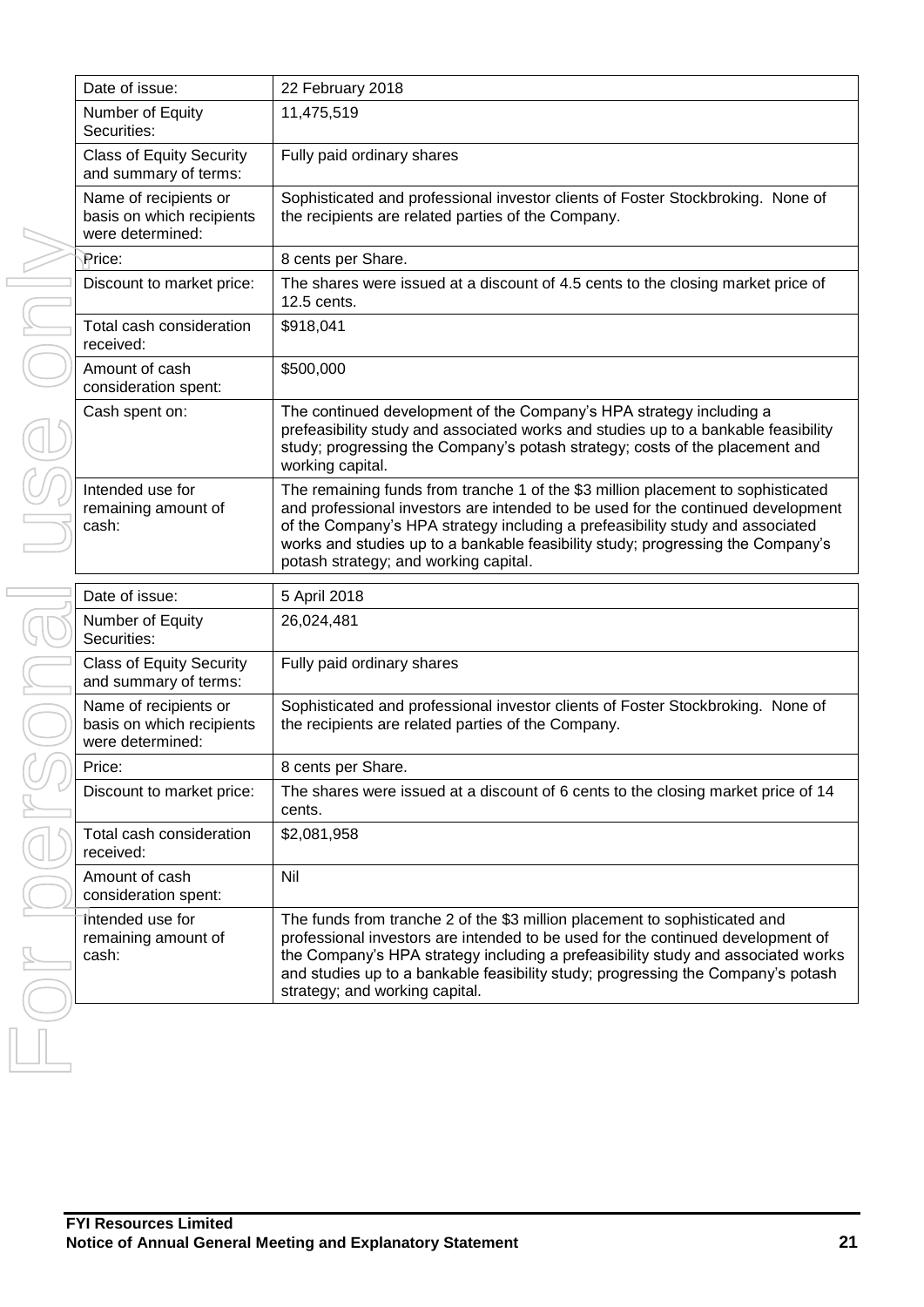| | |
|---|---|
| Date of issue: | 22 February 2018 |
| Number of Equity Securities: | 11,475,519 |
| Class of Equity Security and summary of terms: | Fully paid ordinary shares |
| Name of recipients or basis on which recipients were determined: | Sophisticated and professional investor clients of Foster Stockbroking. None of the recipients are related parties of the Company. |
| Price: | 8 cents per Share. |
| Discount to market price: | The shares were issued at a discount of 4.5 cents to the closing market price of 12.5 cents. |
| Total cash consideration received: | $918,041 |
| Amount of cash consideration spent: | $500,000 |
| Cash spent on: | The continued development of the Company's HPA strategy including a prefeasibility study and associated works and studies up to a bankable feasibility study; progressing the Company's potash strategy; costs of the placement and working capital. |
| Intended use for remaining amount of cash: | The remaining funds from tranche 1 of the $3 million placement to sophisticated and professional investors are intended to be used for the continued development of the Company's HPA strategy including a prefeasibility study and associated works and studies up to a bankable feasibility study; progressing the Company's potash strategy; and working capital. |

| | |
|---|---|
| Date of issue: | 5 April 2018 |
| Number of Equity Securities: | 26,024,481 |
| Class of Equity Security and summary of terms: | Fully paid ordinary shares |
| Name of recipients or basis on which recipients were determined: | Sophisticated and professional investor clients of Foster Stockbroking. None of the recipients are related parties of the Company. |
| Price: | 8 cents per Share. |
| Discount to market price: | The shares were issued at a discount of 6 cents to the closing market price of 14 cents. |
| Total cash consideration received: | $2,081,958 |
| Amount of cash consideration spent: | Nil |
| Intended use for remaining amount of cash: | The funds from tranche 2 of the $3 million placement to sophisticated and professional investors are intended to be used for the continued development of the Company's HPA strategy including a prefeasibility study and associated works and studies up to a bankable feasibility study; progressing the Company's potash strategy; and working capital. |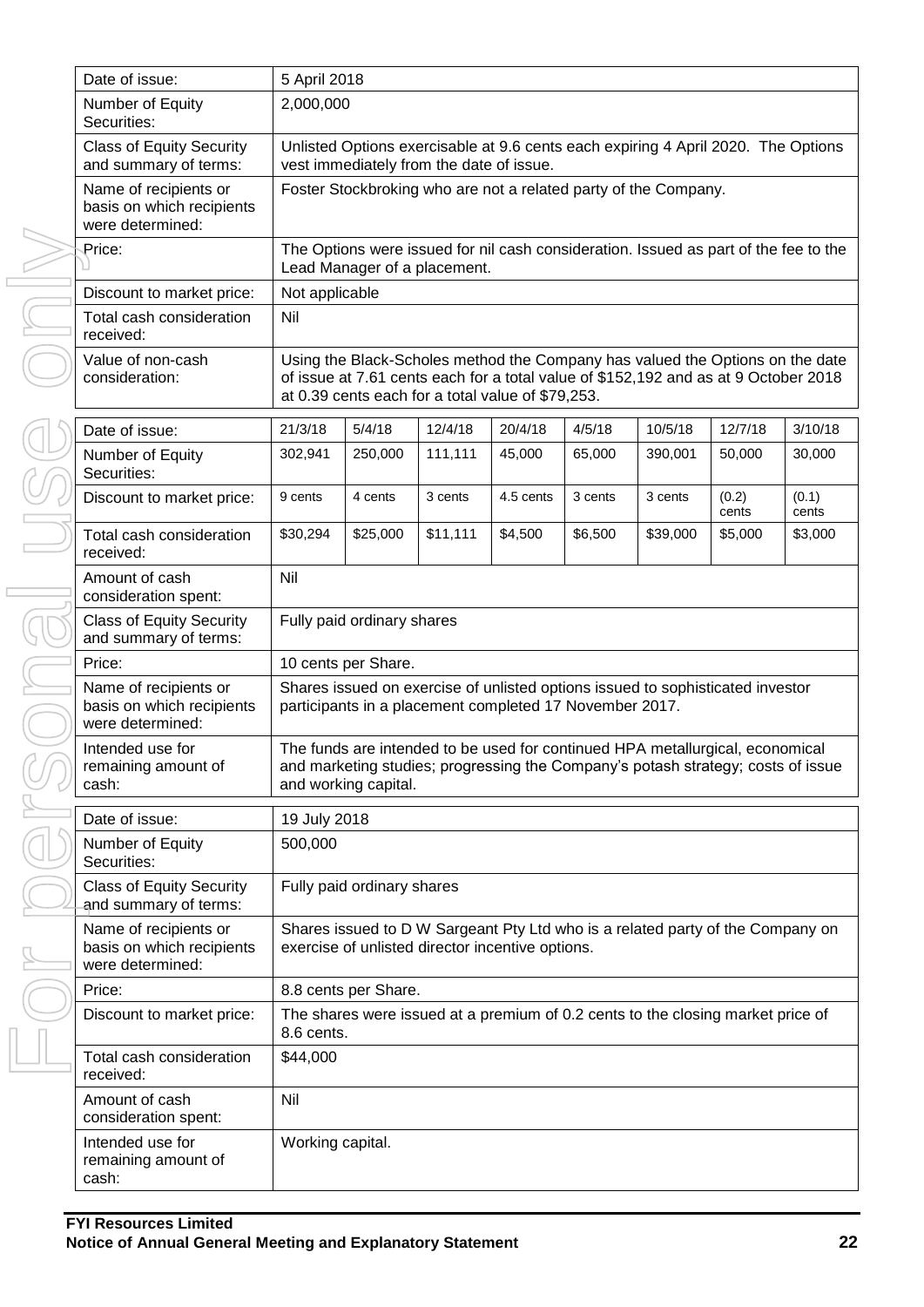| Date of issue: | 5 April 2018 |
|---|---|
| Number of Equity Securities: | 2,000,000 |
| Class of Equity Security and summary of terms: | Unlisted Options exercisable at 9.6 cents each expiring 4 April 2020. The Options vest immediately from the date of issue. |
| Name of recipients or basis on which recipients were determined: | Foster Stockbroking who are not a related party of the Company. |
| Price: | The Options were issued for nil cash consideration. Issued as part of the fee to the Lead Manager of a placement. |
| Discount to market price: | Not applicable |
| Total cash consideration received: | Nil |
| Value of non-cash consideration: | Using the Black-Scholes method the Company has valued the Options on the date of issue at 7.61 cents each for a total value of $152,192 and as at 9 October 2018 at 0.39 cents each for a total value of $79,253. |

| Date of issue: | 21/3/18 | 5/4/18 | 12/4/18 | 20/4/18 | 4/5/18 | 10/5/18 | 12/7/18 | 3/10/18 |
|---|---|---|---|---|---|---|---|---|
| Number of Equity Securities: | 302,941 | 250,000 | 111,111 | 45,000 | 65,000 | 390,001 | 50,000 | 30,000 |
| Discount to market price: | 9 cents | 4 cents | 3 cents | 4.5 cents | 3 cents | 3 cents | (0.2) cents | (0.1) cents |
| Total cash consideration received: | $30,294 | $25,000 | $11,111 | $4,500 | $6,500 | $39,000 | $5,000 | $3,000 |
| Amount of cash consideration spent: | Nil | | | | | | | |
| Class of Equity Security and summary of terms: | Fully paid ordinary shares | | | | | | | |
| Price: | 10 cents per Share. | | | | | | | |
| Name of recipients or basis on which recipients were determined: | Shares issued on exercise of unlisted options issued to sophisticated investor participants in a placement completed 17 November 2017. | | | | | | | |
| Intended use for remaining amount of cash: | The funds are intended to be used for continued HPA metallurgical, economical and marketing studies; progressing the Company's potash strategy; costs of issue and working capital. | | | | | | | |

| Date of issue: | 19 July 2018 |
|---|---|
| Number of Equity Securities: | 500,000 |
| Class of Equity Security and summary of terms: | Fully paid ordinary shares |
| Name of recipients or basis on which recipients were determined: | Shares issued to D W Sargeant Pty Ltd who is a related party of the Company on exercise of unlisted director incentive options. |
| Price: | 8.8 cents per Share. |
| Discount to market price: | The shares were issued at a premium of 0.2 cents to the closing market price of 8.6 cents. |
| Total cash consideration received: | $44,000 |
| Amount of cash consideration spent: | Nil |
| Intended use for remaining amount of cash: | Working capital. |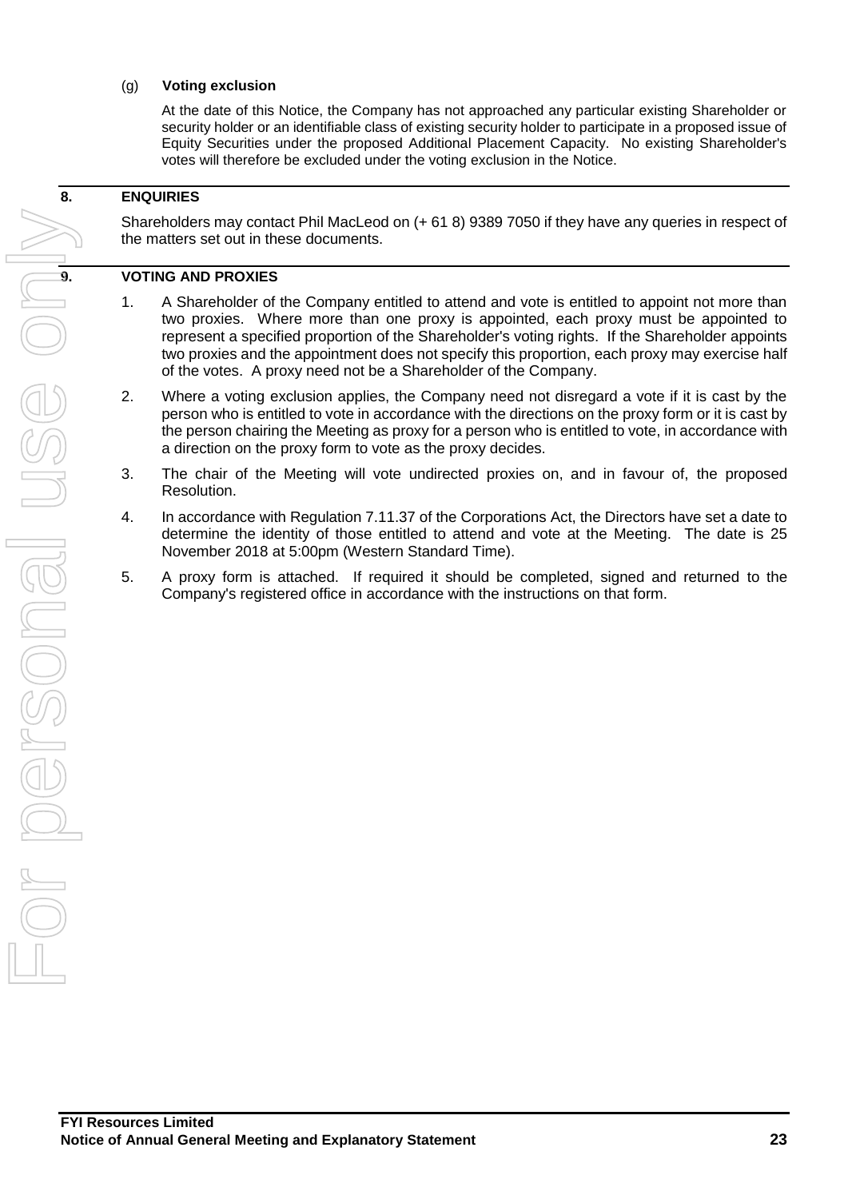(g) **Voting exclusion**

At the date of this Notice, the Company has not approached any particular existing Shareholder or security holder or an identifiable class of existing security holder to participate in a proposed issue of Equity Securities under the proposed Additional Placement Capacity. No existing Shareholder's votes will therefore be excluded under the voting exclusion in the Notice.

## 8. ENQUIRIES

Shareholders may contact Phil MacLeod on (+ 61 8) 9389 7050 if they have any queries in respect of the matters set out in these documents.

## 9. VOTING AND PROXIES

1. A Shareholder of the Company entitled to attend and vote is entitled to appoint not more than two proxies. Where more than one proxy is appointed, each proxy must be appointed to represent a specified proportion of the Shareholder's voting rights. If the Shareholder appoints two proxies and the appointment does not specify this proportion, each proxy may exercise half of the votes. A proxy need not be a Shareholder of the Company.
2. Where a voting exclusion applies, the Company need not disregard a vote if it is cast by the person who is entitled to vote in accordance with the directions on the proxy form or it is cast by the person chairing the Meeting as proxy for a person who is entitled to vote, in accordance with a direction on the proxy form to vote as the proxy decides.
3. The chair of the Meeting will vote undirected proxies on, and in favour of, the proposed Resolution.
4. In accordance with Regulation 7.11.37 of the Corporations Act, the Directors have set a date to determine the identity of those entitled to attend and vote at the Meeting. The date is 25 November 2018 at 5:00pm (Western Standard Time).
5. A proxy form is attached. If required it should be completed, signed and returned to the Company's registered office in accordance with the instructions on that form.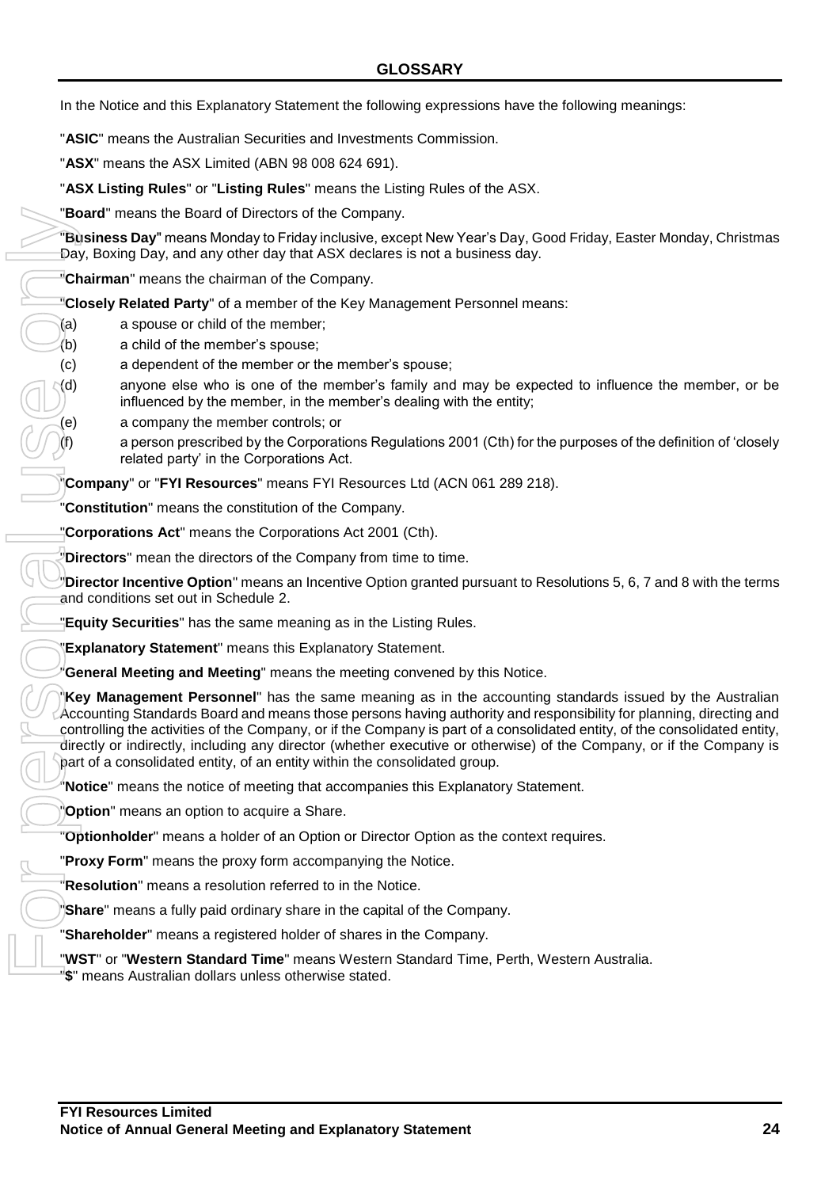## GLOSSARY

In the Notice and this Explanatory Statement the following expressions have the following meanings:

"**ASIC**" means the Australian Securities and Investments Commission.

"**ASX**" means the ASX Limited (ABN 98 008 624 691).

"**ASX Listing Rules**" or "**Listing Rules**" means the Listing Rules of the ASX.

"**Board**" means the Board of Directors of the Company.

"**Business Day**" means Monday to Friday inclusive, except New Year's Day, Good Friday, Easter Monday, Christmas Day, Boxing Day, and any other day that ASX declares is not a business day.

"**Chairman**" means the chairman of the Company.

"**Closely Related Party**" of a member of the Key Management Personnel means:

(a) a spouse or child of the member;

(b) a child of the member's spouse;

(c) a dependent of the member or the member's spouse;

(d) anyone else who is one of the member's family and may be expected to influence the member, or be influenced by the member, in the member's dealing with the entity;

(e) a company the member controls; or

(f) a person prescribed by the Corporations Regulations 2001 (Cth) for the purposes of the definition of 'closely related party' in the Corporations Act.

"**Company**" or "**FYI Resources**" means FYI Resources Ltd (ACN 061 289 218).

"**Constitution**" means the constitution of the Company.

"**Corporations Act**" means the Corporations Act 2001 (Cth).

"**Directors**" mean the directors of the Company from time to time.

"**Director Incentive Option**" means an Incentive Option granted pursuant to Resolutions 5, 6, 7 and 8 with the terms and conditions set out in Schedule 2.

"**Equity Securities**" has the same meaning as in the Listing Rules.

"**Explanatory Statement**" means this Explanatory Statement.

"**General Meeting and Meeting**" means the meeting convened by this Notice.

"**Key Management Personnel**" has the same meaning as in the accounting standards issued by the Australian Accounting Standards Board and means those persons having authority and responsibility for planning, directing and controlling the activities of the Company, or if the Company is part of a consolidated entity, of the consolidated entity, directly or indirectly, including any director (whether executive or otherwise) of the Company, or if the Company is part of a consolidated entity, of an entity within the consolidated group.

"**Notice**" means the notice of meeting that accompanies this Explanatory Statement.

"**Option**" means an option to acquire a Share.

"**Optionholder**" means a holder of an Option or Director Option as the context requires.

"**Proxy Form**" means the proxy form accompanying the Notice.

"**Resolution**" means a resolution referred to in the Notice.

"**Share**" means a fully paid ordinary share in the capital of the Company.

"**Shareholder**" means a registered holder of shares in the Company.

"**WST**" or "**Western Standard Time**" means Western Standard Time, Perth, Western Australia.

"**$**" means Australian dollars unless otherwise stated.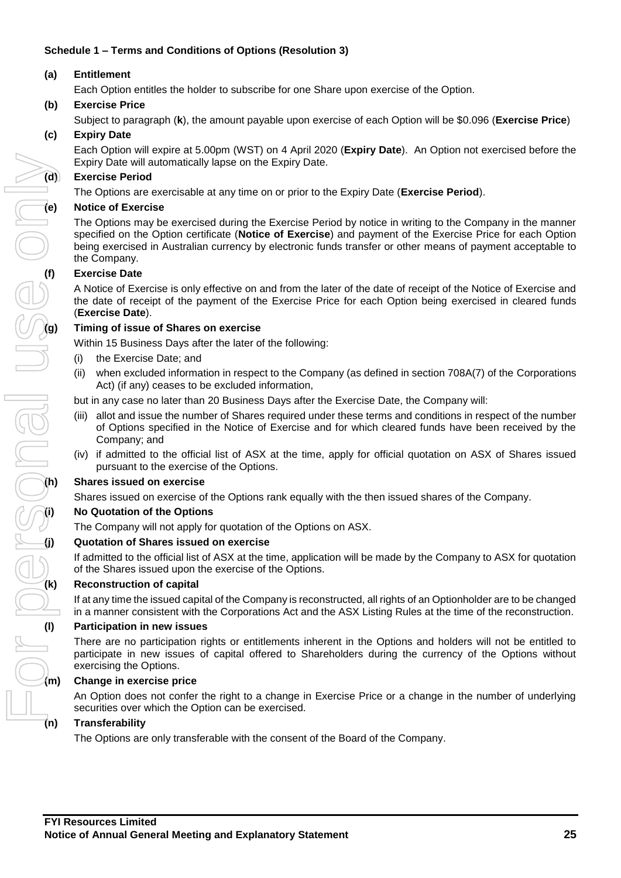**Schedule 1 – Terms and Conditions of Options (Resolution 3)**

**(a) Entitlement**

Each Option entitles the holder to subscribe for one Share upon exercise of the Option.

**(b) Exercise Price**

Subject to paragraph (**k**), the amount payable upon exercise of each Option will be $0.096 (**Exercise Price**)

**(c) Expiry Date**

Each Option will expire at 5.00pm (WST) on 4 April 2020 (**Expiry Date**). An Option not exercised before the Expiry Date will automatically lapse on the Expiry Date.

**(d) Exercise Period**

The Options are exercisable at any time on or prior to the Expiry Date (**Exercise Period**).

**(e) Notice of Exercise**

The Options may be exercised during the Exercise Period by notice in writing to the Company in the manner specified on the Option certificate (**Notice of Exercise**) and payment of the Exercise Price for each Option being exercised in Australian currency by electronic funds transfer or other means of payment acceptable to the Company.

**(f) Exercise Date**

A Notice of Exercise is only effective on and from the later of the date of receipt of the Notice of Exercise and the date of receipt of the payment of the Exercise Price for each Option being exercised in cleared funds (**Exercise Date**).

**(g) Timing of issue of Shares on exercise**

Within 15 Business Days after the later of the following:

(i) the Exercise Date; and

(ii) when excluded information in respect to the Company (as defined in section 708A(7) of the Corporations Act) (if any) ceases to be excluded information,

but in any case no later than 20 Business Days after the Exercise Date, the Company will:

(iii) allot and issue the number of Shares required under these terms and conditions in respect of the number of Options specified in the Notice of Exercise and for which cleared funds have been received by the Company; and

(iv) if admitted to the official list of ASX at the time, apply for official quotation on ASX of Shares issued pursuant to the exercise of the Options.

**(h) Shares issued on exercise**

Shares issued on exercise of the Options rank equally with the then issued shares of the Company.

**(i) No Quotation of the Options**

The Company will not apply for quotation of the Options on ASX.

**(j) Quotation of Shares issued on exercise**

If admitted to the official list of ASX at the time, application will be made by the Company to ASX for quotation of the Shares issued upon the exercise of the Options.

**(k) Reconstruction of capital**

If at any time the issued capital of the Company is reconstructed, all rights of an Optionholder are to be changed in a manner consistent with the Corporations Act and the ASX Listing Rules at the time of the reconstruction.

**(l) Participation in new issues**

There are no participation rights or entitlements inherent in the Options and holders will not be entitled to participate in new issues of capital offered to Shareholders during the currency of the Options without exercising the Options.

**(m) Change in exercise price**

An Option does not confer the right to a change in Exercise Price or a change in the number of underlying securities over which the Option can be exercised.

**(n) Transferability**

The Options are only transferable with the consent of the Board of the Company.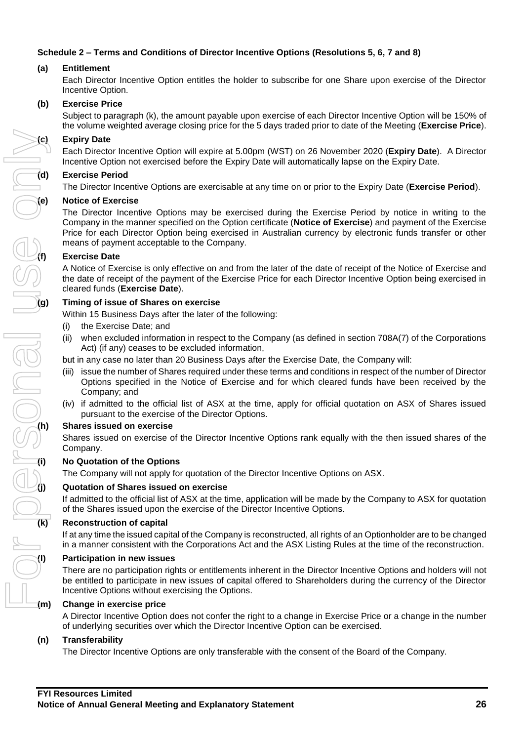**Schedule 2 – Terms and Conditions of Director Incentive Options (Resolutions 5, 6, 7 and 8)**

**(a) Entitlement**

Each Director Incentive Option entitles the holder to subscribe for one Share upon exercise of the Director Incentive Option.

**(b) Exercise Price**

Subject to paragraph (k), the amount payable upon exercise of each Director Incentive Option will be 150% of the volume weighted average closing price for the 5 days traded prior to date of the Meeting (**Exercise Price**).

**(c) Expiry Date**

Each Director Incentive Option will expire at 5.00pm (WST) on 26 November 2020 (**Expiry Date**). A Director Incentive Option not exercised before the Expiry Date will automatically lapse on the Expiry Date.

**(d) Exercise Period**

The Director Incentive Options are exercisable at any time on or prior to the Expiry Date (**Exercise Period**).

**(e) Notice of Exercise**

The Director Incentive Options may be exercised during the Exercise Period by notice in writing to the Company in the manner specified on the Option certificate (**Notice of Exercise**) and payment of the Exercise Price for each Director Option being exercised in Australian currency by electronic funds transfer or other means of payment acceptable to the Company.

**(f) Exercise Date**

A Notice of Exercise is only effective on and from the later of the date of receipt of the Notice of Exercise and the date of receipt of the payment of the Exercise Price for each Director Incentive Option being exercised in cleared funds (**Exercise Date**).

**(g) Timing of issue of Shares on exercise**

Within 15 Business Days after the later of the following:

(i) the Exercise Date; and

(ii) when excluded information in respect to the Company (as defined in section 708A(7) of the Corporations Act) (if any) ceases to be excluded information,

but in any case no later than 20 Business Days after the Exercise Date, the Company will:

(iii) issue the number of Shares required under these terms and conditions in respect of the number of Director Options specified in the Notice of Exercise and for which cleared funds have been received by the Company; and

(iv) if admitted to the official list of ASX at the time, apply for official quotation on ASX of Shares issued pursuant to the exercise of the Director Options.

**(h) Shares issued on exercise**

Shares issued on exercise of the Director Incentive Options rank equally with the then issued shares of the Company.

**(i) No Quotation of the Options**

The Company will not apply for quotation of the Director Incentive Options on ASX.

**(j) Quotation of Shares issued on exercise**

If admitted to the official list of ASX at the time, application will be made by the Company to ASX for quotation of the Shares issued upon the exercise of the Director Incentive Options.

**(k) Reconstruction of capital**

If at any time the issued capital of the Company is reconstructed, all rights of an Optionholder are to be changed in a manner consistent with the Corporations Act and the ASX Listing Rules at the time of the reconstruction.

**(l) Participation in new issues**

There are no participation rights or entitlements inherent in the Director Incentive Options and holders will not be entitled to participate in new issues of capital offered to Shareholders during the currency of the Director Incentive Options without exercising the Options.

**(m) Change in exercise price**

A Director Incentive Option does not confer the right to a change in Exercise Price or a change in the number of underlying securities over which the Director Incentive Option can be exercised.

**(n) Transferability**

The Director Incentive Options are only transferable with the consent of the Board of the Company.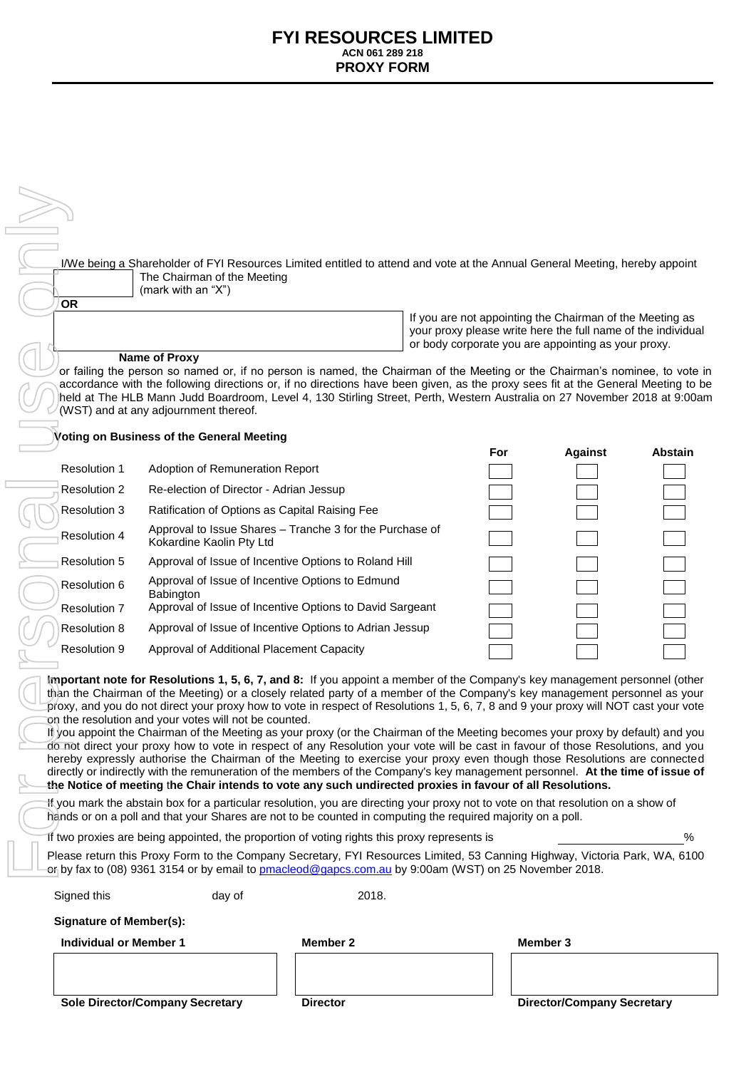# FYI RESOURCES LIMITED

**ACN 061 289 218**

**PROXY FORM**

I/We being a Shareholder of FYI Resources Limited entitled to attend and vote at the Annual General Meeting, hereby appoint

☐ The Chairman of the Meeting (mark with an "X")

**OR**

______________________________________

**Name of Proxy**

If you are not appointing the Chairman of the Meeting as your proxy please write here the full name of the individual or body corporate you are appointing as your proxy.

or failing the person so named or, if no person is named, the Chairman of the Meeting or the Chairman's nominee, to vote in accordance with the following directions or, if no directions have been given, as the proxy sees fit at the General Meeting to be held at The HLB Mann Judd Boardroom, Level 4, 130 Stirling Street, Perth, Western Australia on 27 November 2018 at 9:00am (WST) and at any adjournment thereof.

**Voting on Business of the General Meeting**

| | | For | Against | Abstain |
|---|---|---|---|---|
| Resolution 1 | Adoption of Remuneration Report | ☐ | ☐ | ☐ |
| Resolution 2 | Re-election of Director - Adrian Jessup | ☐ | ☐ | ☐ |
| Resolution 3 | Ratification of Options as Capital Raising Fee | ☐ | ☐ | ☐ |
| Resolution 4 | Approval to Issue Shares – Tranche 3 for the Purchase of Kokardine Kaolin Pty Ltd | ☐ | ☐ | ☐ |
| Resolution 5 | Approval of Issue of Incentive Options to Roland Hill | ☐ | ☐ | ☐ |
| Resolution 6 | Approval of Issue of Incentive Options to Edmund Babington | ☐ | ☐ | ☐ |
| Resolution 7 | Approval of Issue of Incentive Options to David Sargeant | ☐ | ☐ | ☐ |
| Resolution 8 | Approval of Issue of Incentive Options to Adrian Jessup | ☐ | ☐ | ☐ |
| Resolution 9 | Approval of Additional Placement Capacity | ☐ | ☐ | ☐ |

**Important note for Resolutions 1, 5, 6, 7, and 8:** If you appoint a member of the Company's key management personnel (other than the Chairman of the Meeting) or a closely related party of a member of the Company's key management personnel as your proxy, and you do not direct your proxy how to vote in respect of Resolutions 1, 5, 6, 7, 8 and 9 your proxy will NOT cast your vote on the resolution and your votes will not be counted.

If you appoint the Chairman of the Meeting as your proxy (or the Chairman of the Meeting becomes your proxy by default) and you do not direct your proxy how to vote in respect of any Resolution your vote will be cast in favour of those Resolutions, and you hereby expressly authorise the Chairman of the Meeting to exercise your proxy even though those Resolutions are connected directly or indirectly with the remuneration of the members of the Company's key management personnel. **At the time of issue of the Notice of meeting the Chair intends to vote any such undirected proxies in favour of all Resolutions.**

If you mark the abstain box for a particular resolution, you are directing your proxy not to vote on that resolution on a show of hands or on a poll and that your Shares are not to be counted in computing the required majority on a poll.

If two proxies are being appointed, the proportion of voting rights this proxy represents is ____________%

Please return this Proxy Form to the Company Secretary, FYI Resources Limited, 53 Canning Highway, Victoria Park, WA, 6100 or by fax to (08) 9361 3154 or by email to pmacleod@gapcs.com.au by 9:00am (WST) on 25 November 2018.

Signed this __________ day of __________ 2018.

**Signature of Member(s):**

| **Individual or Member 1** | **Member 2** | **Member 3** |
|---|---|---|
| | | |
| **Sole Director/Company Secretary** | **Director** | **Director/Company Secretary** |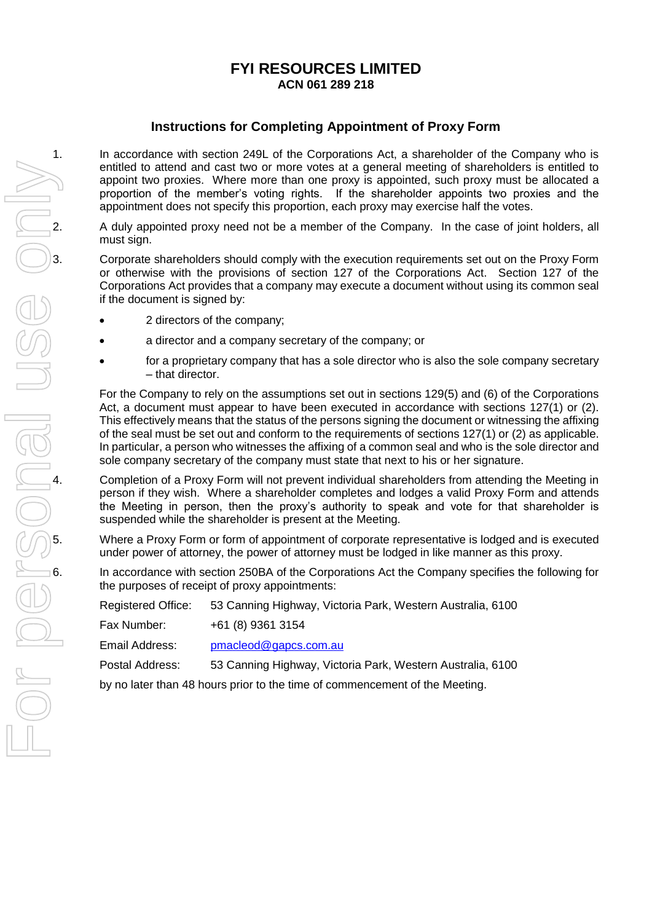# FYI RESOURCES LIMITED
**ACN 061 289 218**

## Instructions for Completing Appointment of Proxy Form

1. In accordance with section 249L of the Corporations Act, a shareholder of the Company who is entitled to attend and cast two or more votes at a general meeting of shareholders is entitled to appoint two proxies. Where more than one proxy is appointed, such proxy must be allocated a proportion of the member's voting rights. If the shareholder appoints two proxies and the appointment does not specify this proportion, each proxy may exercise half the votes.

2. A duly appointed proxy need not be a member of the Company. In the case of joint holders, all must sign.

3. Corporate shareholders should comply with the execution requirements set out on the Proxy Form or otherwise with the provisions of section 127 of the Corporations Act. Section 127 of the Corporations Act provides that a company may execute a document without using its common seal if the document is signed by:

   - 2 directors of the company;
   - a director and a company secretary of the company; or
   - for a proprietary company that has a sole director who is also the sole company secretary – that director.

   For the Company to rely on the assumptions set out in sections 129(5) and (6) of the Corporations Act, a document must appear to have been executed in accordance with sections 127(1) or (2). This effectively means that the status of the persons signing the document or witnessing the affixing of the seal must be set out and conform to the requirements of sections 127(1) or (2) as applicable. In particular, a person who witnesses the affixing of a common seal and who is the sole director and sole company secretary of the company must state that next to his or her signature.

4. Completion of a Proxy Form will not prevent individual shareholders from attending the Meeting in person if they wish. Where a shareholder completes and lodges a valid Proxy Form and attends the Meeting in person, then the proxy's authority to speak and vote for that shareholder is suspended while the shareholder is present at the Meeting.

5. Where a Proxy Form or form of appointment of corporate representative is lodged and is executed under power of attorney, the power of attorney must be lodged in like manner as this proxy.

6. In accordance with section 250BA of the Corporations Act the Company specifies the following for the purposes of receipt of proxy appointments:

   | | |
   |---|---|
   | Registered Office: | 53 Canning Highway, Victoria Park, Western Australia, 6100 |
   | Fax Number: | +61 (8) 9361 3154 |
   | Email Address: | pmacleod@gapcs.com.au |
   | Postal Address: | 53 Canning Highway, Victoria Park, Western Australia, 6100 |

   by no later than 48 hours prior to the time of commencement of the Meeting.